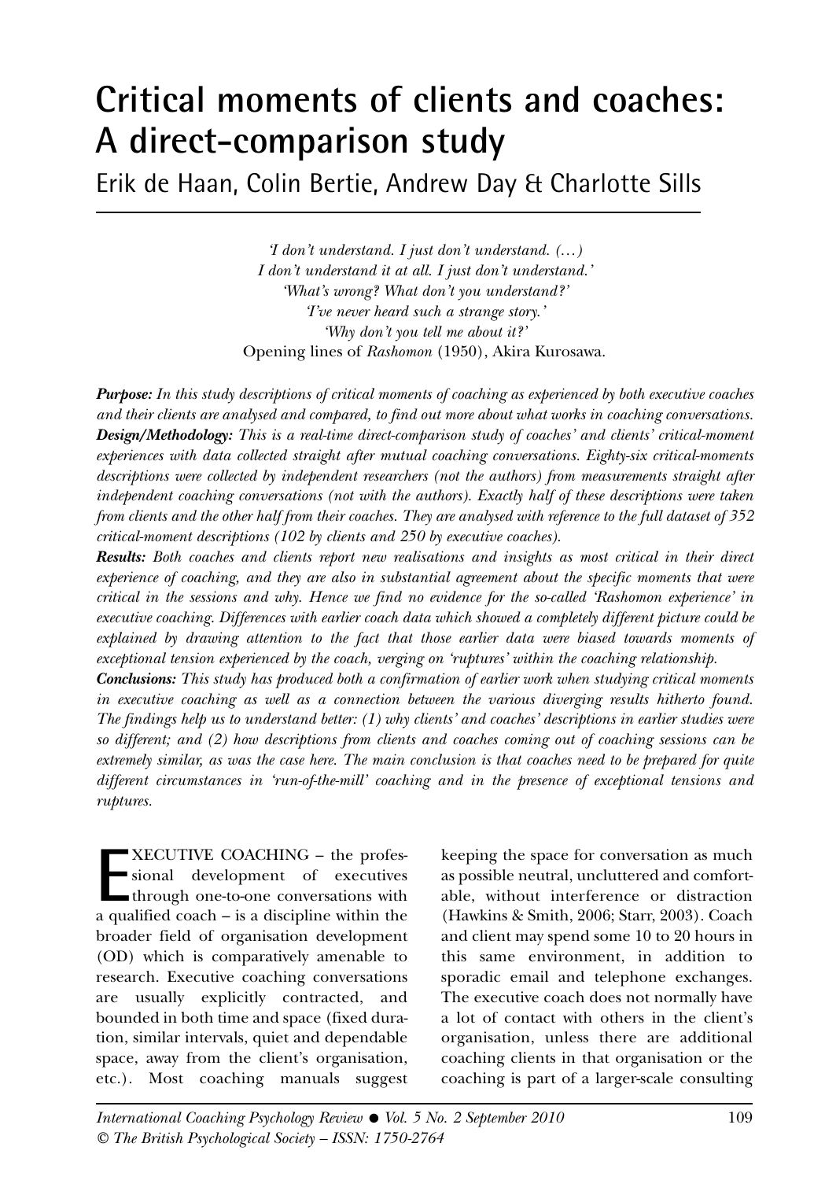# Critical moments of clients and coaches: A direct-comparison study

Erik de Haan, Colin Bertie, Andrew Day & Charlotte Sills

*'I don't understand. I just don't understand. (…)*
*I don't understand it at all. I just don't understand.'*
*'What's wrong? What don't you understand?'*
*'I've never heard such a strange story.'*
*'Why don't you tell me about it?'*
Opening lines of *Rashomon* (1950), Akira Kurosawa.

***Purpose:*** *In this study descriptions of critical moments of coaching as experienced by both executive coaches and their clients are analysed and compared, to find out more about what works in coaching conversations.*
***Design/Methodology:*** *This is a real-time direct-comparison study of coaches' and clients' critical-moment experiences with data collected straight after mutual coaching conversations. Eighty-six critical-moments descriptions were collected by independent researchers (not the authors) from measurements straight after independent coaching conversations (not with the authors). Exactly half of these descriptions were taken from clients and the other half from their coaches. They are analysed with reference to the full dataset of 352 critical-moment descriptions (102 by clients and 250 by executive coaches).*
***Results:*** *Both coaches and clients report new realisations and insights as most critical in their direct experience of coaching, and they are also in substantial agreement about the specific moments that were critical in the sessions and why. Hence we find no evidence for the so-called 'Rashomon experience' in executive coaching. Differences with earlier coach data which showed a completely different picture could be explained by drawing attention to the fact that those earlier data were biased towards moments of exceptional tension experienced by the coach, verging on 'ruptures' within the coaching relationship.*
***Conclusions:*** *This study has produced both a confirmation of earlier work when studying critical moments in executive coaching as well as a connection between the various diverging results hitherto found. The findings help us to understand better: (1) why clients' and coaches' descriptions in earlier studies were so different; and (2) how descriptions from clients and coaches coming out of coaching sessions can be extremely similar, as was the case here. The main conclusion is that coaches need to be prepared for quite different circumstances in 'run-of-the-mill' coaching and in the presence of exceptional tensions and ruptures.*

EXECUTIVE COACHING – the professional development of executives through one-to-one conversations with a qualified coach – is a discipline within the broader field of organisation development (OD) which is comparatively amenable to research. Executive coaching conversations are usually explicitly contracted, and bounded in both time and space (fixed duration, similar intervals, quiet and dependable space, away from the client's organisation, etc.). Most coaching manuals suggest keeping the space for conversation as much as possible neutral, uncluttered and comfortable, without interference or distraction (Hawkins & Smith, 2006; Starr, 2003). Coach and client may spend some 10 to 20 hours in this same environment, in addition to sporadic email and telephone exchanges. The executive coach does not normally have a lot of contact with others in the client's organisation, unless there are additional coaching clients in that organisation or the coaching is part of a larger-scale consulting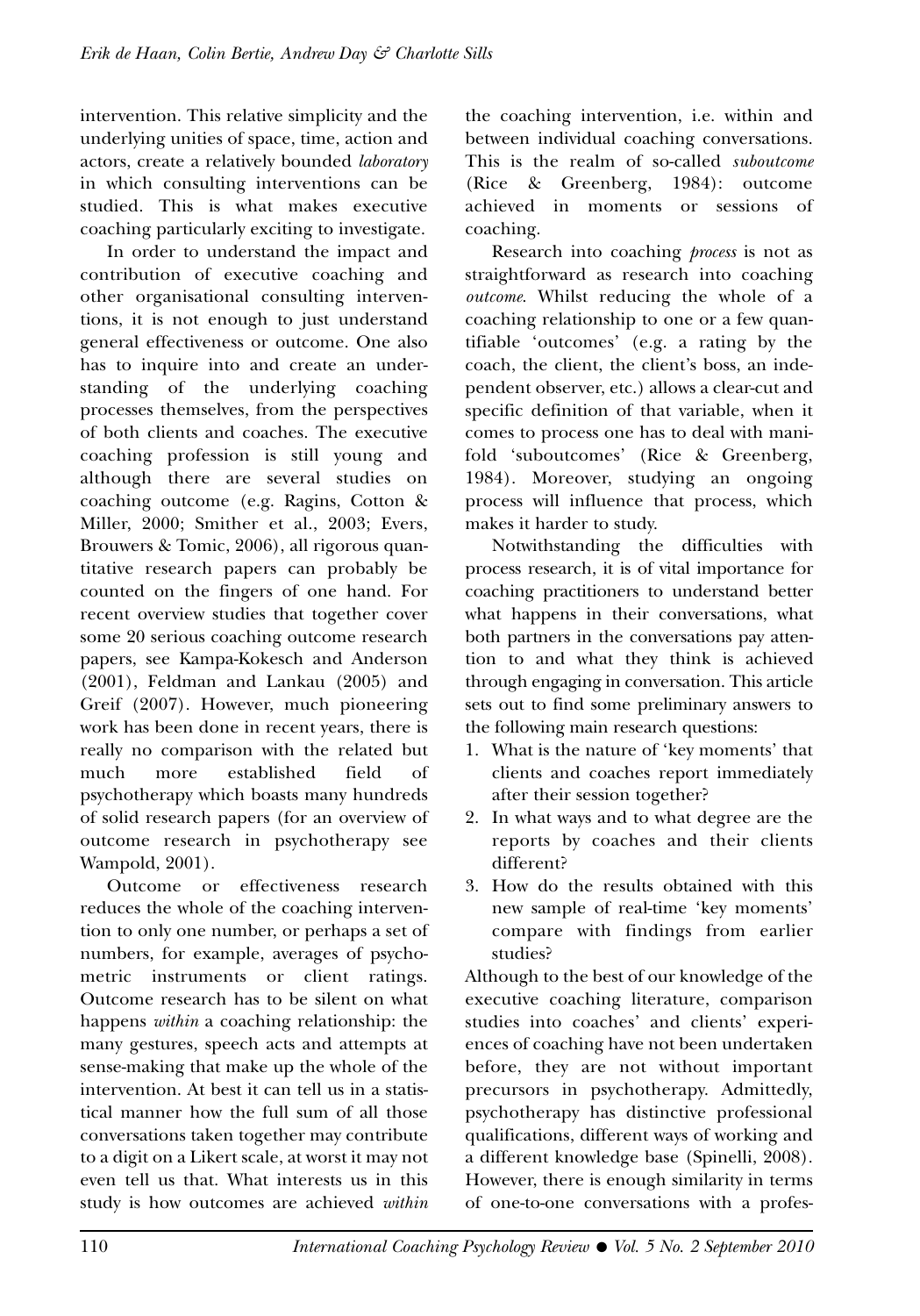intervention. This relative simplicity and the underlying unities of space, time, action and actors, create a relatively bounded *laboratory* in which consulting interventions can be studied. This is what makes executive coaching particularly exciting to investigate.

In order to understand the impact and contribution of executive coaching and other organisational consulting interventions, it is not enough to just understand general effectiveness or outcome. One also has to inquire into and create an understanding of the underlying coaching processes themselves, from the perspectives of both clients and coaches. The executive coaching profession is still young and although there are several studies on coaching outcome (e.g. Ragins, Cotton & Miller, 2000; Smither et al., 2003; Evers, Brouwers & Tomic, 2006), all rigorous quantitative research papers can probably be counted on the fingers of one hand. For recent overview studies that together cover some 20 serious coaching outcome research papers, see Kampa-Kokesch and Anderson (2001), Feldman and Lankau (2005) and Greif (2007). However, much pioneering work has been done in recent years, there is really no comparison with the related but much more established field of psychotherapy which boasts many hundreds of solid research papers (for an overview of outcome research in psychotherapy see Wampold, 2001).

Outcome or effectiveness research reduces the whole of the coaching intervention to only one number, or perhaps a set of numbers, for example, averages of psychometric instruments or client ratings. Outcome research has to be silent on what happens *within* a coaching relationship: the many gestures, speech acts and attempts at sense-making that make up the whole of the intervention. At best it can tell us in a statistical manner how the full sum of all those conversations taken together may contribute to a digit on a Likert scale, at worst it may not even tell us that. What interests us in this study is how outcomes are achieved *within* the coaching intervention, i.e. within and between individual coaching conversations. This is the realm of so-called *suboutcome* (Rice & Greenberg, 1984): outcome achieved in moments or sessions of coaching.

Research into coaching *process* is not as straightforward as research into coaching *outcome*. Whilst reducing the whole of a coaching relationship to one or a few quantifiable 'outcomes' (e.g. a rating by the coach, the client, the client's boss, an independent observer, etc.) allows a clear-cut and specific definition of that variable, when it comes to process one has to deal with manifold 'suboutcomes' (Rice & Greenberg, 1984). Moreover, studying an ongoing process will influence that process, which makes it harder to study.

Notwithstanding the difficulties with process research, it is of vital importance for coaching practitioners to understand better what happens in their conversations, what both partners in the conversations pay attention to and what they think is achieved through engaging in conversation. This article sets out to find some preliminary answers to the following main research questions:

1. What is the nature of 'key moments' that clients and coaches report immediately after their session together?
2. In what ways and to what degree are the reports by coaches and their clients different?
3. How do the results obtained with this new sample of real-time 'key moments' compare with findings from earlier studies?

Although to the best of our knowledge of the executive coaching literature, comparison studies into coaches' and clients' experiences of coaching have not been undertaken before, they are not without important precursors in psychotherapy. Admittedly, psychotherapy has distinctive professional qualifications, different ways of working and a different knowledge base (Spinelli, 2008). However, there is enough similarity in terms of one-to-one conversations with a profes-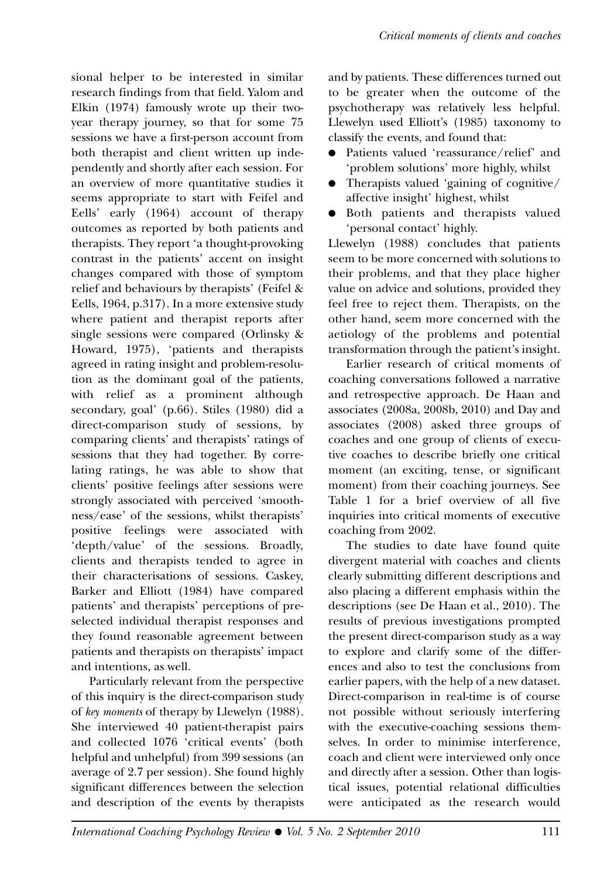sional helper to be interested in similar research findings from that field. Yalom and Elkin (1974) famously wrote up their two-year therapy journey, so that for some 75 sessions we have a first-person account from both therapist and client written up independently and shortly after each session. For an overview of more quantitative studies it seems appropriate to start with Feifel and Eells' early (1964) account of therapy outcomes as reported by both patients and therapists. They report 'a thought-provoking contrast in the patients' accent on insight changes compared with those of symptom relief and behaviours by therapists' (Feifel & Eells, 1964, p.317). In a more extensive study where patient and therapist reports after single sessions were compared (Orlinsky & Howard, 1975), 'patients and therapists agreed in rating insight and problem-resolution as the dominant goal of the patients, with relief as a prominent although secondary, goal' (p.66). Stiles (1980) did a direct-comparison study of sessions, by comparing clients' and therapists' ratings of sessions that they had together. By correlating ratings, he was able to show that clients' positive feelings after sessions were strongly associated with perceived 'smoothness/ease' of the sessions, whilst therapists' positive feelings were associated with 'depth/value' of the sessions. Broadly, clients and therapists tended to agree in their characterisations of sessions. Caskey, Barker and Elliott (1984) have compared patients' and therapists' perceptions of pre-selected individual therapist responses and they found reasonable agreement between patients and therapists on therapists' impact and intentions, as well.

Particularly relevant from the perspective of this inquiry is the direct-comparison study of *key moments* of therapy by Llewelyn (1988). She interviewed 40 patient-therapist pairs and collected 1076 'critical events' (both helpful and unhelpful) from 399 sessions (an average of 2.7 per session). She found highly significant differences between the selection and description of the events by therapists and by patients. These differences turned out to be greater when the outcome of the psychotherapy was relatively less helpful. Llewelyn used Elliott's (1985) taxonomy to classify the events, and found that:

- Patients valued 'reassurance/relief' and 'problem solutions' more highly, whilst
- Therapists valued 'gaining of cognitive/affective insight' highest, whilst
- Both patients and therapists valued 'personal contact' highly.

Llewelyn (1988) concludes that patients seem to be more concerned with solutions to their problems, and that they place higher value on advice and solutions, provided they feel free to reject them. Therapists, on the other hand, seem more concerned with the aetiology of the problems and potential transformation through the patient's insight.

Earlier research of critical moments of coaching conversations followed a narrative and retrospective approach. De Haan and associates (2008a, 2008b, 2010) and Day and associates (2008) asked three groups of coaches and one group of clients of executive coaches to describe briefly one critical moment (an exciting, tense, or significant moment) from their coaching journeys. See Table 1 for a brief overview of all five inquiries into critical moments of executive coaching from 2002.

The studies to date have found quite divergent material with coaches and clients clearly submitting different descriptions and also placing a different emphasis within the descriptions (see De Haan et al., 2010). The results of previous investigations prompted the present direct-comparison study as a way to explore and clarify some of the differences and also to test the conclusions from earlier papers, with the help of a new dataset. Direct-comparison in real-time is of course not possible without seriously interfering with the executive-coaching sessions themselves. In order to minimise interference, coach and client were interviewed only once and directly after a session. Other than logistical issues, potential relational difficulties were anticipated as the research would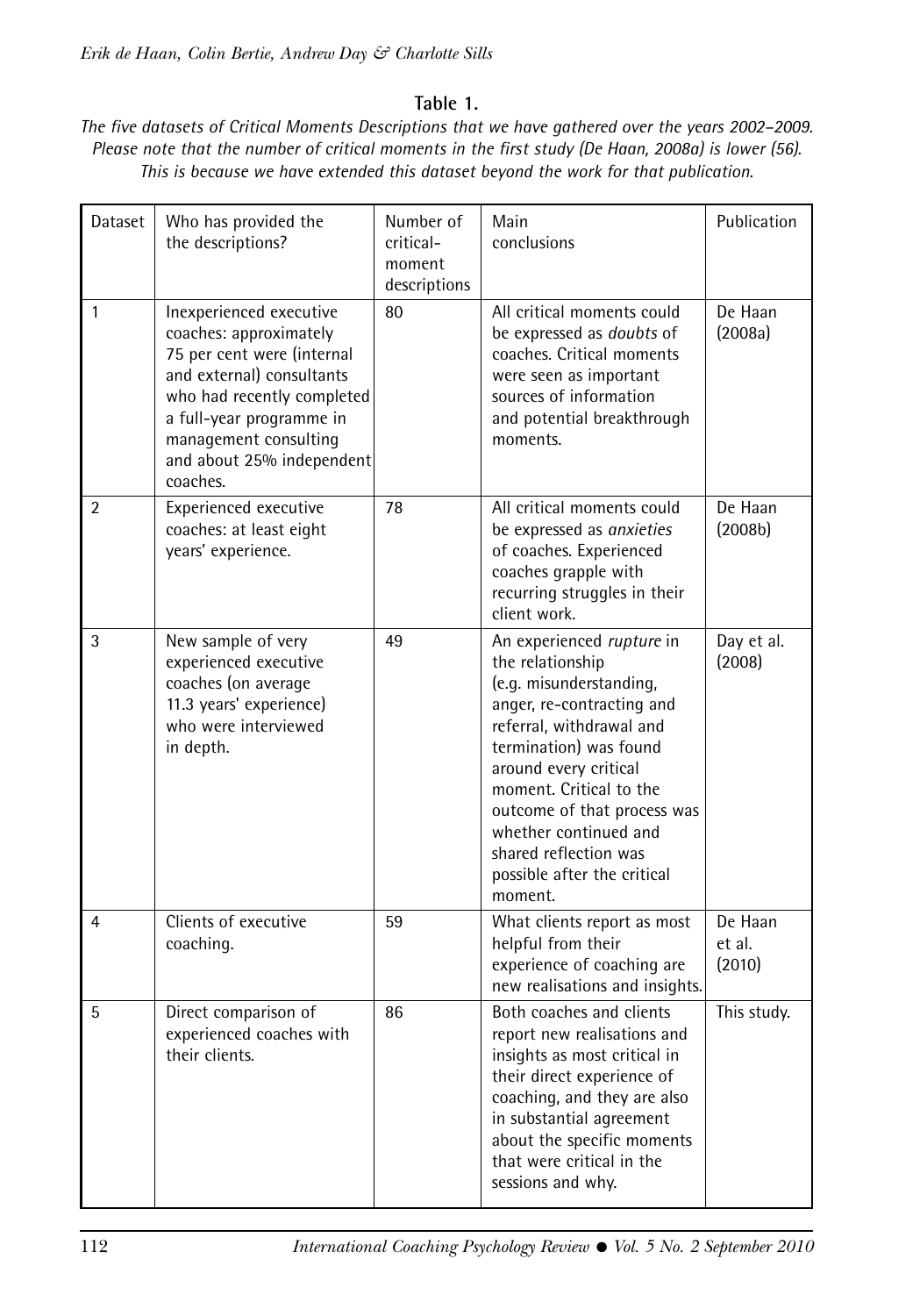**Table 1.**

*The five datasets of Critical Moments Descriptions that we have gathered over the years 2002–2009. Please note that the number of critical moments in the first study (De Haan, 2008a) is lower (56). This is because we have extended this dataset beyond the work for that publication.*

| Dataset | Who has provided the the descriptions? | Number of critical-moment descriptions | Main conclusions | Publication |
|---|---|---|---|---|
| 1 | Inexperienced executive coaches: approximately 75 per cent were (internal and external) consultants who had recently completed a full-year programme in management consulting and about 25% independent coaches. | 80 | All critical moments could be expressed as *doubts* of coaches. Critical moments were seen as important sources of information and potential breakthrough moments. | De Haan (2008a) |
| 2 | Experienced executive coaches: at least eight years' experience. | 78 | All critical moments could be expressed as *anxieties* of coaches. Experienced coaches grapple with recurring struggles in their client work. | De Haan (2008b) |
| 3 | New sample of very experienced executive coaches (on average 11.3 years' experience) who were interviewed in depth. | 49 | An experienced *rupture* in the relationship (e.g. misunderstanding, anger, re-contracting and referral, withdrawal and termination) was found around every critical moment. Critical to the outcome of that process was whether continued and shared reflection was possible after the critical moment. | Day et al. (2008) |
| 4 | Clients of executive coaching. | 59 | What clients report as most helpful from their experience of coaching are new realisations and insights. | De Haan et al. (2010) |
| 5 | Direct comparison of experienced coaches with their clients. | 86 | Both coaches and clients report new realisations and insights as most critical in their direct experience of coaching, and they are also in substantial agreement about the specific moments that were critical in the sessions and why. | This study. |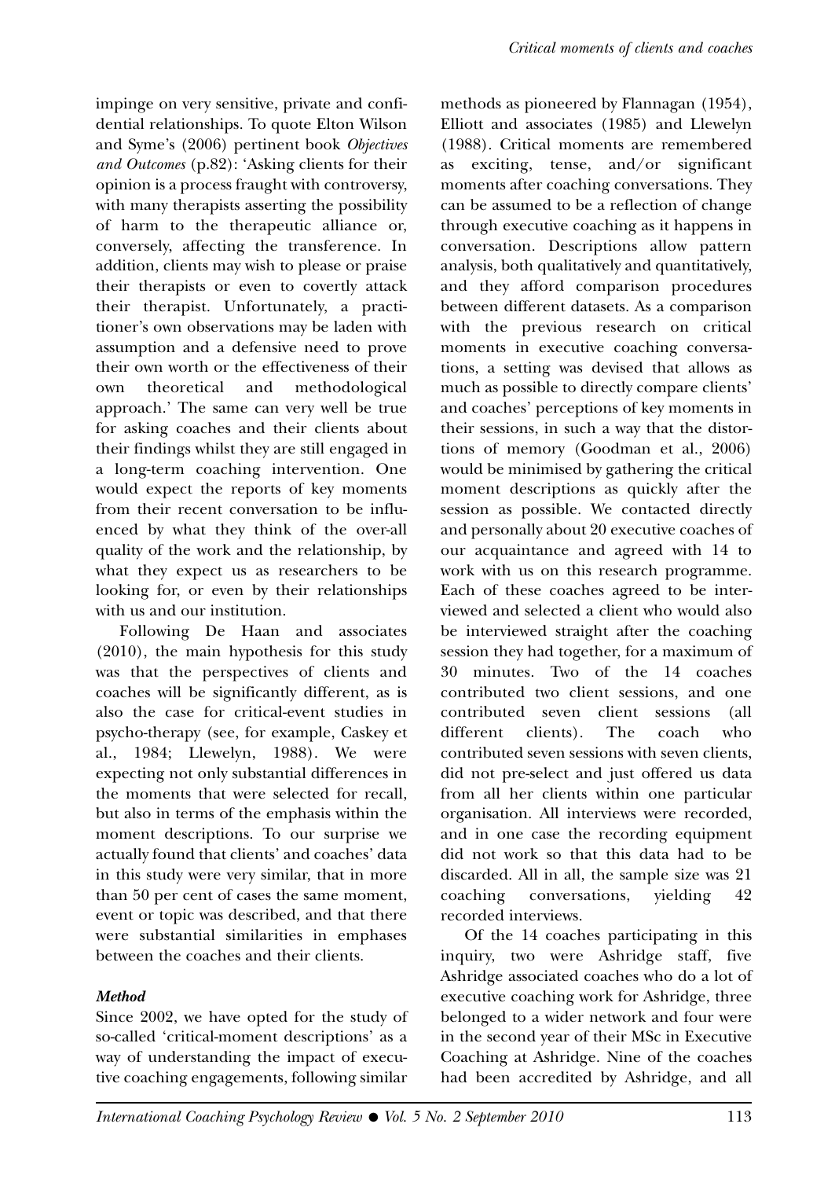impinge on very sensitive, private and confidential relationships. To quote Elton Wilson and Syme's (2006) pertinent book *Objectives and Outcomes* (p.82): 'Asking clients for their opinion is a process fraught with controversy, with many therapists asserting the possibility of harm to the therapeutic alliance or, conversely, affecting the transference. In addition, clients may wish to please or praise their therapists or even to covertly attack their therapist. Unfortunately, a practitioner's own observations may be laden with assumption and a defensive need to prove their own worth or the effectiveness of their own theoretical and methodological approach.' The same can very well be true for asking coaches and their clients about their findings whilst they are still engaged in a long-term coaching intervention. One would expect the reports of key moments from their recent conversation to be influenced by what they think of the over-all quality of the work and the relationship, by what they expect us as researchers to be looking for, or even by their relationships with us and our institution.

Following De Haan and associates (2010), the main hypothesis for this study was that the perspectives of clients and coaches will be significantly different, as is also the case for critical-event studies in psycho-therapy (see, for example, Caskey et al., 1984; Llewelyn, 1988). We were expecting not only substantial differences in the moments that were selected for recall, but also in terms of the emphasis within the moment descriptions. To our surprise we actually found that clients' and coaches' data in this study were very similar, that in more than 50 per cent of cases the same moment, event or topic was described, and that there were substantial similarities in emphases between the coaches and their clients.

### *Method*

Since 2002, we have opted for the study of so-called 'critical-moment descriptions' as a way of understanding the impact of executive coaching engagements, following similar methods as pioneered by Flannagan (1954), Elliott and associates (1985) and Llewelyn (1988). Critical moments are remembered as exciting, tense, and/or significant moments after coaching conversations. They can be assumed to be a reflection of change through executive coaching as it happens in conversation. Descriptions allow pattern analysis, both qualitatively and quantitatively, and they afford comparison procedures between different datasets. As a comparison with the previous research on critical moments in executive coaching conversations, a setting was devised that allows as much as possible to directly compare clients' and coaches' perceptions of key moments in their sessions, in such a way that the distortions of memory (Goodman et al., 2006) would be minimised by gathering the critical moment descriptions as quickly after the session as possible. We contacted directly and personally about 20 executive coaches of our acquaintance and agreed with 14 to work with us on this research programme. Each of these coaches agreed to be interviewed and selected a client who would also be interviewed straight after the coaching session they had together, for a maximum of 30 minutes. Two of the 14 coaches contributed two client sessions, and one contributed seven client sessions (all different clients). The coach who contributed seven sessions with seven clients, did not pre-select and just offered us data from all her clients within one particular organisation. All interviews were recorded, and in one case the recording equipment did not work so that this data had to be discarded. All in all, the sample size was 21 coaching conversations, yielding 42 recorded interviews.

Of the 14 coaches participating in this inquiry, two were Ashridge staff, five Ashridge associated coaches who do a lot of executive coaching work for Ashridge, three belonged to a wider network and four were in the second year of their MSc in Executive Coaching at Ashridge. Nine of the coaches had been accredited by Ashridge, and all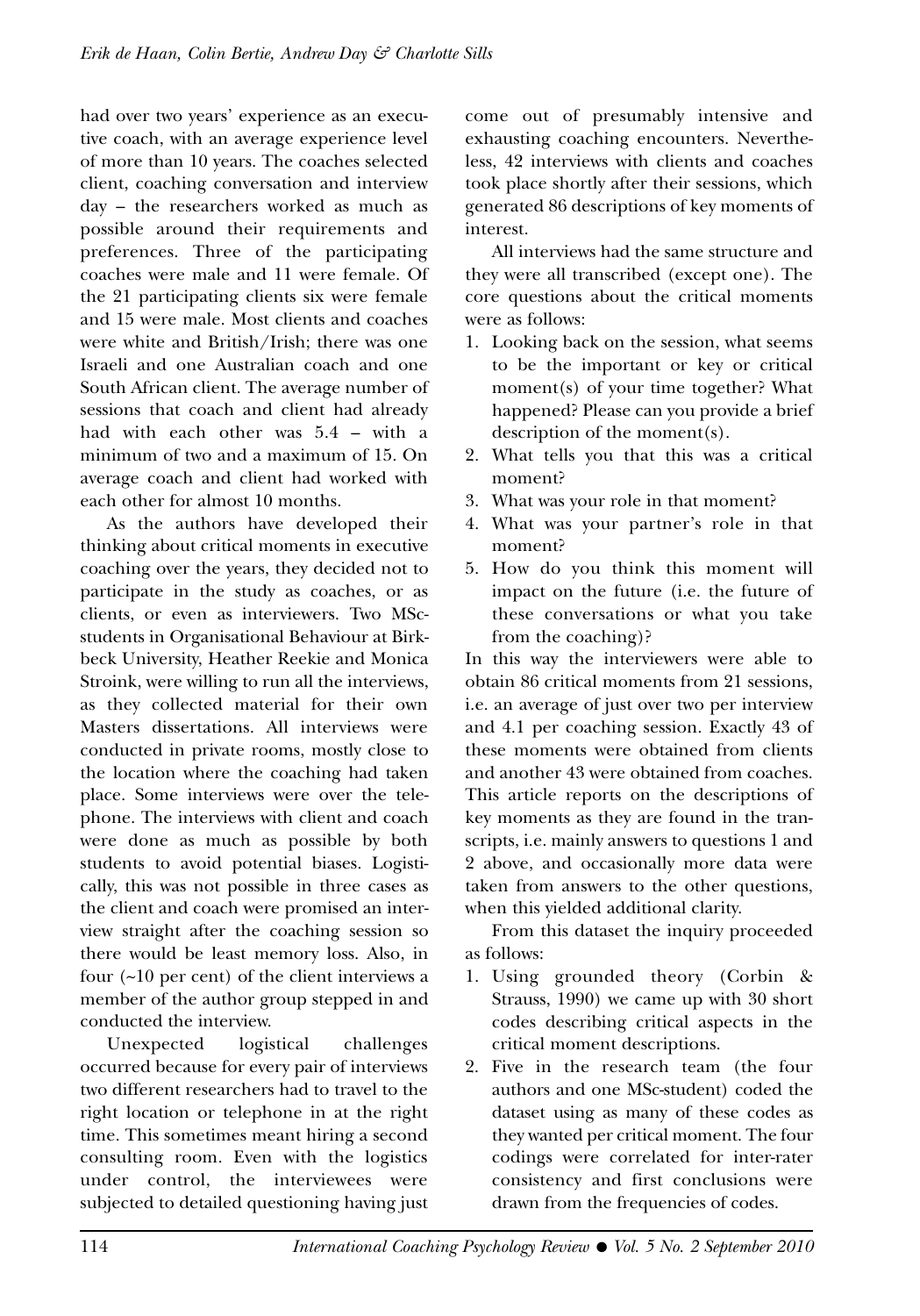had over two years' experience as an executive coach, with an average experience level of more than 10 years. The coaches selected client, coaching conversation and interview day – the researchers worked as much as possible around their requirements and preferences. Three of the participating coaches were male and 11 were female. Of the 21 participating clients six were female and 15 were male. Most clients and coaches were white and British/Irish; there was one Israeli and one Australian coach and one South African client. The average number of sessions that coach and client had already had with each other was 5.4 – with a minimum of two and a maximum of 15. On average coach and client had worked with each other for almost 10 months.

As the authors have developed their thinking about critical moments in executive coaching over the years, they decided not to participate in the study as coaches, or as clients, or even as interviewers. Two MSc-students in Organisational Behaviour at Birkbeck University, Heather Reekie and Monica Stroink, were willing to run all the interviews, as they collected material for their own Masters dissertations. All interviews were conducted in private rooms, mostly close to the location where the coaching had taken place. Some interviews were over the telephone. The interviews with client and coach were done as much as possible by both students to avoid potential biases. Logistically, this was not possible in three cases as the client and coach were promised an interview straight after the coaching session so there would be least memory loss. Also, in four (~10 per cent) of the client interviews a member of the author group stepped in and conducted the interview.

Unexpected logistical challenges occurred because for every pair of interviews two different researchers had to travel to the right location or telephone in at the right time. This sometimes meant hiring a second consulting room. Even with the logistics under control, the interviewees were subjected to detailed questioning having just come out of presumably intensive and exhausting coaching encounters. Nevertheless, 42 interviews with clients and coaches took place shortly after their sessions, which generated 86 descriptions of key moments of interest.

All interviews had the same structure and they were all transcribed (except one). The core questions about the critical moments were as follows:

1. Looking back on the session, what seems to be the important or key or critical moment(s) of your time together? What happened? Please can you provide a brief description of the moment(s).
2. What tells you that this was a critical moment?
3. What was your role in that moment?
4. What was your partner's role in that moment?
5. How do you think this moment will impact on the future (i.e. the future of these conversations or what you take from the coaching)?

In this way the interviewers were able to obtain 86 critical moments from 21 sessions, i.e. an average of just over two per interview and 4.1 per coaching session. Exactly 43 of these moments were obtained from clients and another 43 were obtained from coaches. This article reports on the descriptions of key moments as they are found in the transcripts, i.e. mainly answers to questions 1 and 2 above, and occasionally more data were taken from answers to the other questions, when this yielded additional clarity.

From this dataset the inquiry proceeded as follows:

1. Using grounded theory (Corbin & Strauss, 1990) we came up with 30 short codes describing critical aspects in the critical moment descriptions.
2. Five in the research team (the four authors and one MSc-student) coded the dataset using as many of these codes as they wanted per critical moment. The four codings were correlated for inter-rater consistency and first conclusions were drawn from the frequencies of codes.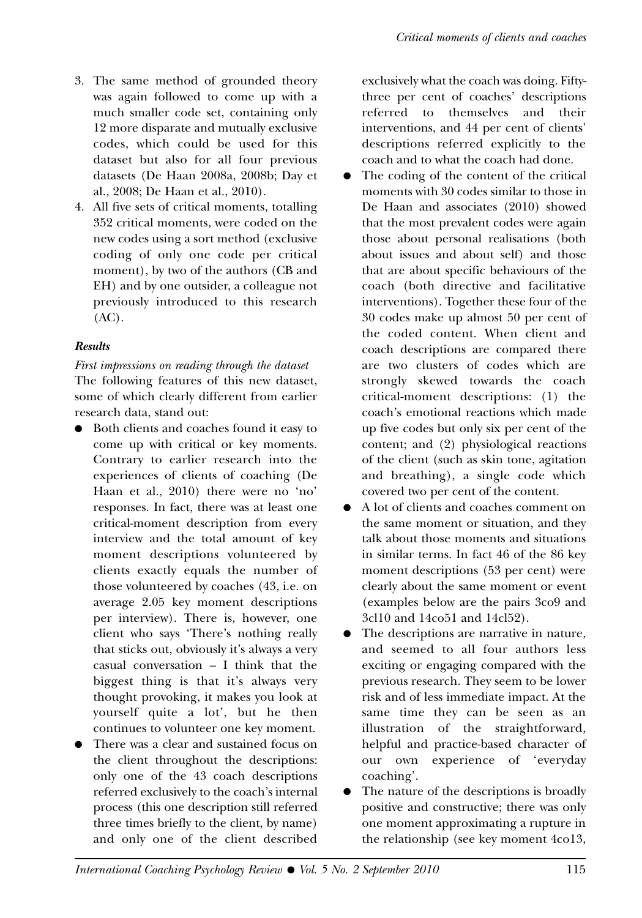3. The same method of grounded theory was again followed to come up with a much smaller code set, containing only 12 more disparate and mutually exclusive codes, which could be used for this dataset but also for all four previous datasets (De Haan 2008a, 2008b; Day et al., 2008; De Haan et al., 2010).
4. All five sets of critical moments, totalling 352 critical moments, were coded on the new codes using a sort method (exclusive coding of only one code per critical moment), by two of the authors (CB and EH) and by one outsider, a colleague not previously introduced to this research (AC).

### *Results*

*First impressions on reading through the dataset*

The following features of this new dataset, some of which clearly different from earlier research data, stand out:

- Both clients and coaches found it easy to come up with critical or key moments. Contrary to earlier research into the experiences of clients of coaching (De Haan et al., 2010) there were no 'no' responses. In fact, there was at least one critical-moment description from every interview and the total amount of key moment descriptions volunteered by clients exactly equals the number of those volunteered by coaches (43, i.e. on average 2.05 key moment descriptions per interview). There is, however, one client who says 'There's nothing really that sticks out, obviously it's always a very casual conversation – I think that the biggest thing is that it's always very thought provoking, it makes you look at yourself quite a lot', but he then continues to volunteer one key moment.
- There was a clear and sustained focus on the client throughout the descriptions: only one of the 43 coach descriptions referred exclusively to the coach's internal process (this one description still referred three times briefly to the client, by name) and only one of the client described exclusively what the coach was doing. Fifty-three per cent of coaches' descriptions referred to themselves and their interventions, and 44 per cent of clients' descriptions referred explicitly to the coach and to what the coach had done.
- The coding of the content of the critical moments with 30 codes similar to those in De Haan and associates (2010) showed that the most prevalent codes were again those about personal realisations (both about issues and about self) and those that are about specific behaviours of the coach (both directive and facilitative interventions). Together these four of the 30 codes make up almost 50 per cent of the coded content. When client and coach descriptions are compared there are two clusters of codes which are strongly skewed towards the coach critical-moment descriptions: (1) the coach's emotional reactions which made up five codes but only six per cent of the content; and (2) physiological reactions of the client (such as skin tone, agitation and breathing), a single code which covered two per cent of the content.
- A lot of clients and coaches comment on the same moment or situation, and they talk about those moments and situations in similar terms. In fact 46 of the 86 key moment descriptions (53 per cent) were clearly about the same moment or event (examples below are the pairs 3co9 and 3cl10 and 14co51 and 14cl52).
- The descriptions are narrative in nature, and seemed to all four authors less exciting or engaging compared with the previous research. They seem to be lower risk and of less immediate impact. At the same time they can be seen as an illustration of the straightforward, helpful and practice-based character of our own experience of 'everyday coaching'.
- The nature of the descriptions is broadly positive and constructive; there was only one moment approximating a rupture in the relationship (see key moment 4co13,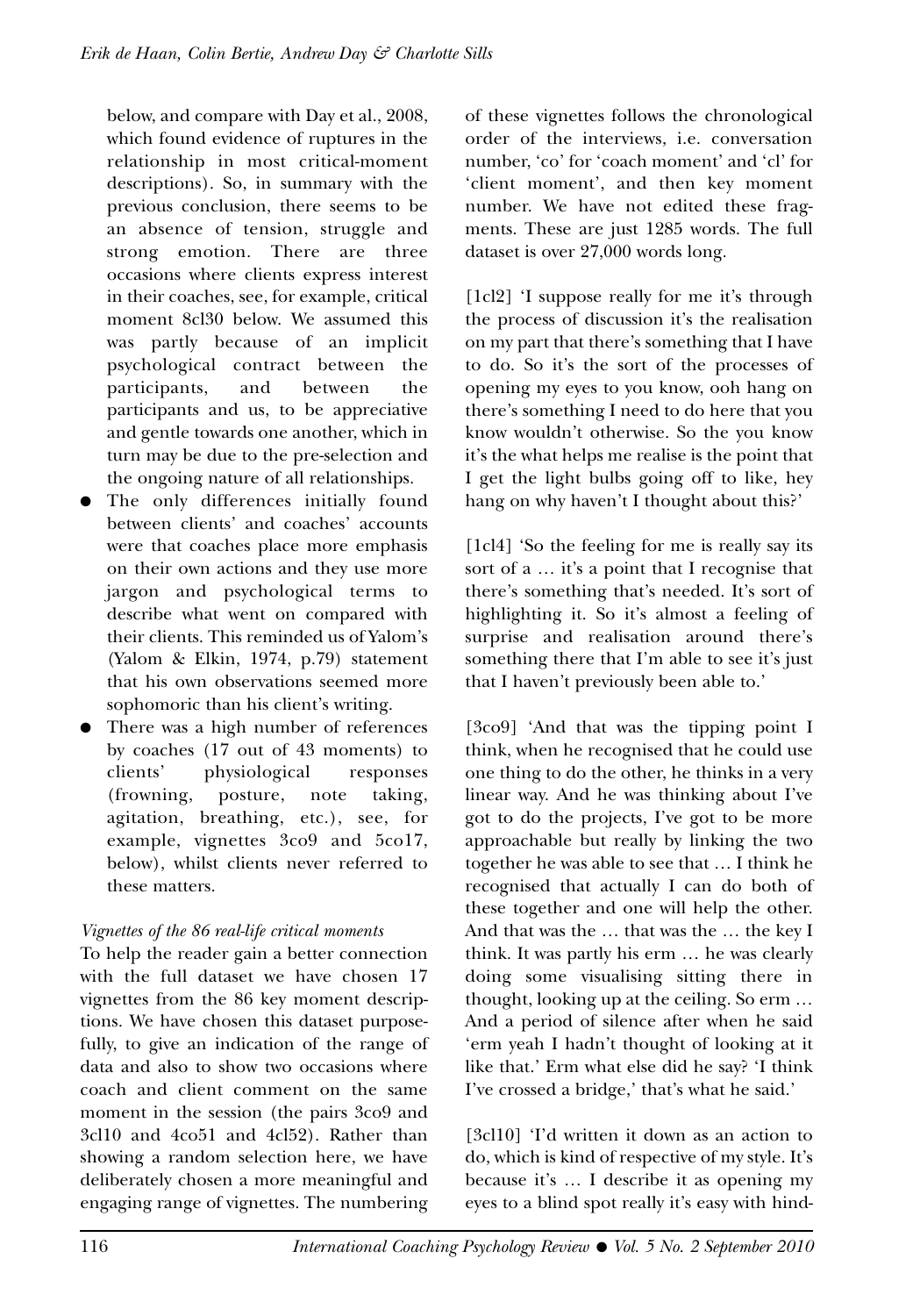below, and compare with Day et al., 2008, which found evidence of ruptures in the relationship in most critical-moment descriptions). So, in summary with the previous conclusion, there seems to be an absence of tension, struggle and strong emotion. There are three occasions where clients express interest in their coaches, see, for example, critical moment 8cl30 below. We assumed this was partly because of an implicit psychological contract between the participants, and between the participants and us, to be appreciative and gentle towards one another, which in turn may be due to the pre-selection and the ongoing nature of all relationships.

- The only differences initially found between clients' and coaches' accounts were that coaches place more emphasis on their own actions and they use more jargon and psychological terms to describe what went on compared with their clients. This reminded us of Yalom's (Yalom & Elkin, 1974, p.79) statement that his own observations seemed more sophomoric than his client's writing.
- There was a high number of references by coaches (17 out of 43 moments) to clients' physiological responses (frowning, posture, note taking, agitation, breathing, etc.), see, for example, vignettes 3co9 and 5co17, below), whilst clients never referred to these matters.

*Vignettes of the 86 real-life critical moments*

To help the reader gain a better connection with the full dataset we have chosen 17 vignettes from the 86 key moment descriptions. We have chosen this dataset purposefully, to give an indication of the range of data and also to show two occasions where coach and client comment on the same moment in the session (the pairs 3co9 and 3cl10 and 4co51 and 4cl52). Rather than showing a random selection here, we have deliberately chosen a more meaningful and engaging range of vignettes. The numbering of these vignettes follows the chronological order of the interviews, i.e. conversation number, 'co' for 'coach moment' and 'cl' for 'client moment', and then key moment number. We have not edited these fragments. These are just 1285 words. The full dataset is over 27,000 words long.

[1cl2] 'I suppose really for me it's through the process of discussion it's the realisation on my part that there's something that I have to do. So it's the sort of the processes of opening my eyes to you know, ooh hang on there's something I need to do here that you know wouldn't otherwise. So the you know it's the what helps me realise is the point that I get the light bulbs going off to like, hey hang on why haven't I thought about this?'

[1cl4] 'So the feeling for me is really say its sort of a … it's a point that I recognise that there's something that's needed. It's sort of highlighting it. So it's almost a feeling of surprise and realisation around there's something there that I'm able to see it's just that I haven't previously been able to.'

[3co9] 'And that was the tipping point I think, when he recognised that he could use one thing to do the other, he thinks in a very linear way. And he was thinking about I've got to do the projects, I've got to be more approachable but really by linking the two together he was able to see that … I think he recognised that actually I can do both of these together and one will help the other. And that was the … that was the … the key I think. It was partly his erm … he was clearly doing some visualising sitting there in thought, looking up at the ceiling. So erm … And a period of silence after when he said 'erm yeah I hadn't thought of looking at it like that.' Erm what else did he say? 'I think I've crossed a bridge,' that's what he said.'

[3cl10] 'I'd written it down as an action to do, which is kind of respective of my style. It's because it's … I describe it as opening my eyes to a blind spot really it's easy with hind-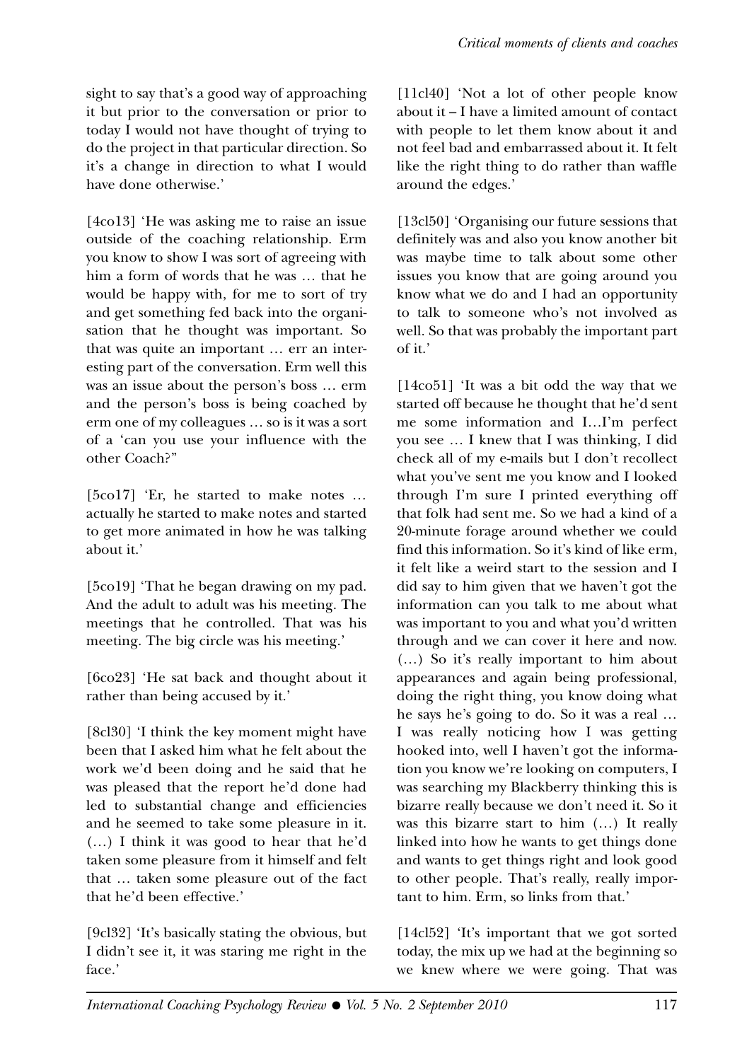sight to say that's a good way of approaching it but prior to the conversation or prior to today I would not have thought of trying to do the project in that particular direction. So it's a change in direction to what I would have done otherwise.'

[4co13] 'He was asking me to raise an issue outside of the coaching relationship. Erm you know to show I was sort of agreeing with him a form of words that he was … that he would be happy with, for me to sort of try and get something fed back into the organisation that he thought was important. So that was quite an important … err an interesting part of the conversation. Erm well this was an issue about the person's boss … erm and the person's boss is being coached by erm one of my colleagues … so is it was a sort of a 'can you use your influence with the other Coach?''

[5co17] 'Er, he started to make notes … actually he started to make notes and started to get more animated in how he was talking about it.'

[5co19] 'That he began drawing on my pad. And the adult to adult was his meeting. The meetings that he controlled. That was his meeting. The big circle was his meeting.'

[6co23] 'He sat back and thought about it rather than being accused by it.'

[8cl30] 'I think the key moment might have been that I asked him what he felt about the work we'd been doing and he said that he was pleased that the report he'd done had led to substantial change and efficiencies and he seemed to take some pleasure in it. (…) I think it was good to hear that he'd taken some pleasure from it himself and felt that … taken some pleasure out of the fact that he'd been effective.'

[9cl32] 'It's basically stating the obvious, but I didn't see it, it was staring me right in the face.'

[11cl40] 'Not a lot of other people know about it – I have a limited amount of contact with people to let them know about it and not feel bad and embarrassed about it. It felt like the right thing to do rather than waffle around the edges.'

[13cl50] 'Organising our future sessions that definitely was and also you know another bit was maybe time to talk about some other issues you know that are going around you know what we do and I had an opportunity to talk to someone who's not involved as well. So that was probably the important part of it.'

[14co51] 'It was a bit odd the way that we started off because he thought that he'd sent me some information and I…I'm perfect you see … I knew that I was thinking, I did check all of my e-mails but I don't recollect what you've sent me you know and I looked through I'm sure I printed everything off that folk had sent me. So we had a kind of a 20-minute forage around whether we could find this information. So it's kind of like erm, it felt like a weird start to the session and I did say to him given that we haven't got the information can you talk to me about what was important to you and what you'd written through and we can cover it here and now. (…) So it's really important to him about appearances and again being professional, doing the right thing, you know doing what he says he's going to do. So it was a real … I was really noticing how I was getting hooked into, well I haven't got the information you know we're looking on computers, I was searching my Blackberry thinking this is bizarre really because we don't need it. So it was this bizarre start to him (…) It really linked into how he wants to get things done and wants to get things right and look good to other people. That's really, really important to him. Erm, so links from that.'

[14cl52] 'It's important that we got sorted today, the mix up we had at the beginning so we knew where we were going. That was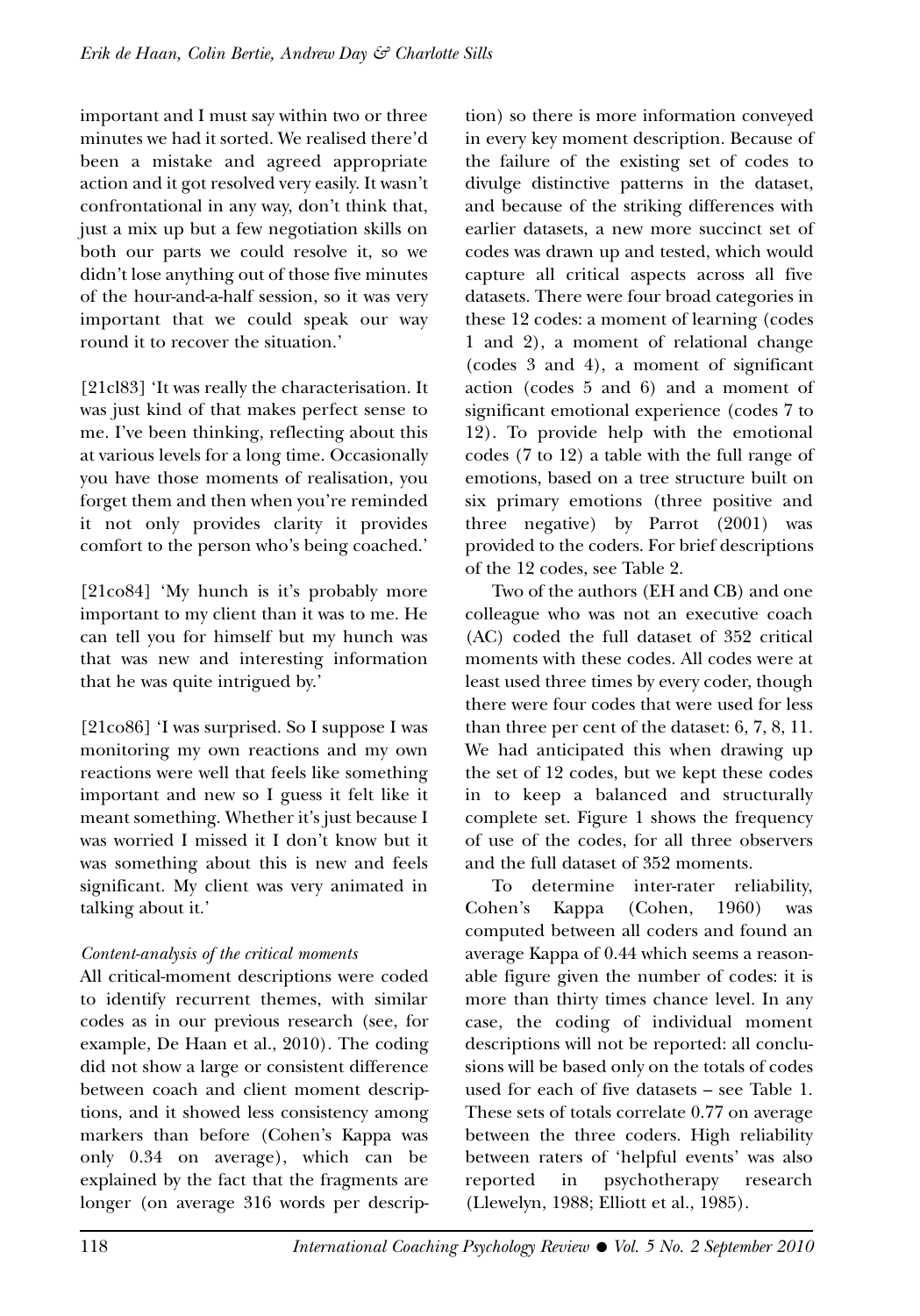important and I must say within two or three minutes we had it sorted. We realised there'd been a mistake and agreed appropriate action and it got resolved very easily. It wasn't confrontational in any way, don't think that, just a mix up but a few negotiation skills on both our parts we could resolve it, so we didn't lose anything out of those five minutes of the hour-and-a-half session, so it was very important that we could speak our way round it to recover the situation.'

[21cl83] 'It was really the characterisation. It was just kind of that makes perfect sense to me. I've been thinking, reflecting about this at various levels for a long time. Occasionally you have those moments of realisation, you forget them and then when you're reminded it not only provides clarity it provides comfort to the person who's being coached.'

[21co84] 'My hunch is it's probably more important to my client than it was to me. He can tell you for himself but my hunch was that was new and interesting information that he was quite intrigued by.'

[21co86] 'I was surprised. So I suppose I was monitoring my own reactions and my own reactions were well that feels like something important and new so I guess it felt like it meant something. Whether it's just because I was worried I missed it I don't know but it was something about this is new and feels significant. My client was very animated in talking about it.'

### *Content-analysis of the critical moments*

All critical-moment descriptions were coded to identify recurrent themes, with similar codes as in our previous research (see, for example, De Haan et al., 2010). The coding did not show a large or consistent difference between coach and client moment descriptions, and it showed less consistency among markers than before (Cohen's Kappa was only 0.34 on average), which can be explained by the fact that the fragments are longer (on average 316 words per description) so there is more information conveyed in every key moment description. Because of the failure of the existing set of codes to divulge distinctive patterns in the dataset, and because of the striking differences with earlier datasets, a new more succinct set of codes was drawn up and tested, which would capture all critical aspects across all five datasets. There were four broad categories in these 12 codes: a moment of learning (codes 1 and 2), a moment of relational change (codes 3 and 4), a moment of significant action (codes 5 and 6) and a moment of significant emotional experience (codes 7 to 12). To provide help with the emotional codes (7 to 12) a table with the full range of emotions, based on a tree structure built on six primary emotions (three positive and three negative) by Parrot (2001) was provided to the coders. For brief descriptions of the 12 codes, see Table 2.

Two of the authors (EH and CB) and one colleague who was not an executive coach (AC) coded the full dataset of 352 critical moments with these codes. All codes were at least used three times by every coder, though there were four codes that were used for less than three per cent of the dataset: 6, 7, 8, 11. We had anticipated this when drawing up the set of 12 codes, but we kept these codes in to keep a balanced and structurally complete set. Figure 1 shows the frequency of use of the codes, for all three observers and the full dataset of 352 moments.

To determine inter-rater reliability, Cohen's Kappa (Cohen, 1960) was computed between all coders and found an average Kappa of 0.44 which seems a reasonable figure given the number of codes: it is more than thirty times chance level. In any case, the coding of individual moment descriptions will not be reported: all conclusions will be based only on the totals of codes used for each of five datasets – see Table 1. These sets of totals correlate 0.77 on average between the three coders. High reliability between raters of 'helpful events' was also reported in psychotherapy research (Llewelyn, 1988; Elliott et al., 1985).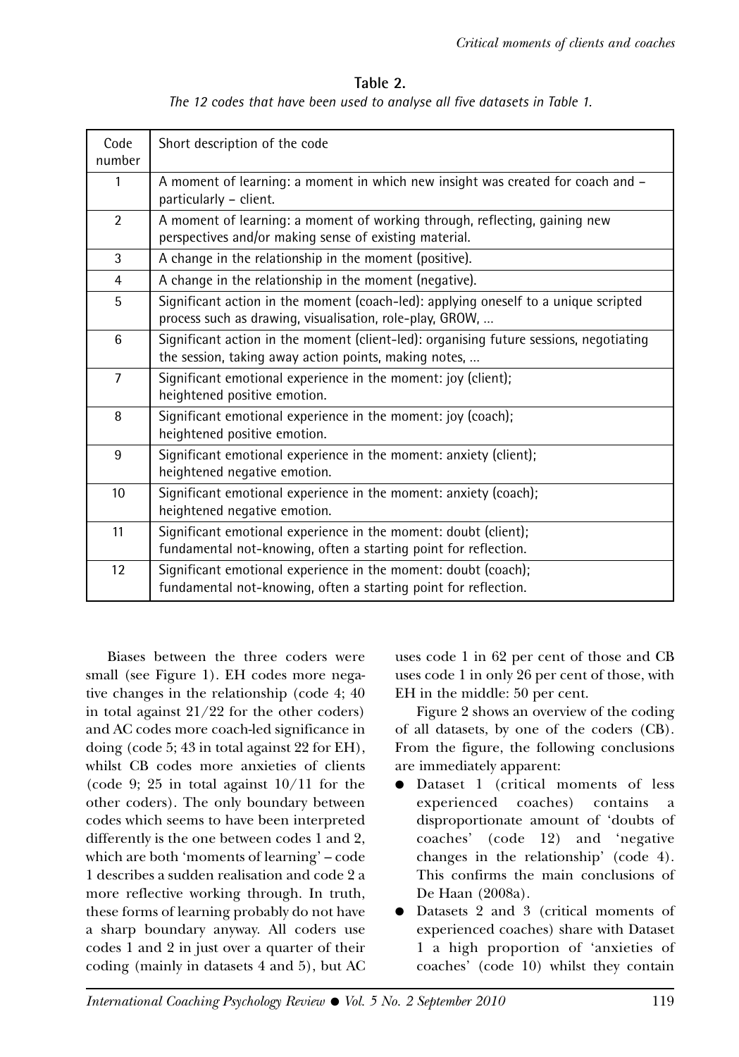**Table 2.**
*The 12 codes that have been used to analyse all five datasets in Table 1.*

| Code number | Short description of the code |
|---|---|
| 1 | A moment of learning: a moment in which new insight was created for coach and – particularly – client. |
| 2 | A moment of learning: a moment of working through, reflecting, gaining new perspectives and/or making sense of existing material. |
| 3 | A change in the relationship in the moment (positive). |
| 4 | A change in the relationship in the moment (negative). |
| 5 | Significant action in the moment (coach-led): applying oneself to a unique scripted process such as drawing, visualisation, role-play, GROW, ... |
| 6 | Significant action in the moment (client-led): organising future sessions, negotiating the session, taking away action points, making notes, ... |
| 7 | Significant emotional experience in the moment: joy (client); heightened positive emotion. |
| 8 | Significant emotional experience in the moment: joy (coach); heightened positive emotion. |
| 9 | Significant emotional experience in the moment: anxiety (client); heightened negative emotion. |
| 10 | Significant emotional experience in the moment: anxiety (coach); heightened negative emotion. |
| 11 | Significant emotional experience in the moment: doubt (client); fundamental not-knowing, often a starting point for reflection. |
| 12 | Significant emotional experience in the moment: doubt (coach); fundamental not-knowing, often a starting point for reflection. |

Biases between the three coders were small (see Figure 1). EH codes more negative changes in the relationship (code 4; 40 in total against 21/22 for the other coders) and AC codes more coach-led significance in doing (code 5; 43 in total against 22 for EH), whilst CB codes more anxieties of clients (code 9; 25 in total against 10/11 for the other coders). The only boundary between codes which seems to have been interpreted differently is the one between codes 1 and 2, which are both 'moments of learning' – code 1 describes a sudden realisation and code 2 a more reflective working through. In truth, these forms of learning probably do not have a sharp boundary anyway. All coders use codes 1 and 2 in just over a quarter of their coding (mainly in datasets 4 and 5), but AC uses code 1 in 62 per cent of those and CB uses code 1 in only 26 per cent of those, with EH in the middle: 50 per cent.

Figure 2 shows an overview of the coding of all datasets, by one of the coders (CB). From the figure, the following conclusions are immediately apparent:

- Dataset 1 (critical moments of less experienced coaches) contains a disproportionate amount of 'doubts of coaches' (code 12) and 'negative changes in the relationship' (code 4). This confirms the main conclusions of De Haan (2008a).
- Datasets 2 and 3 (critical moments of experienced coaches) share with Dataset 1 a high proportion of 'anxieties of coaches' (code 10) whilst they contain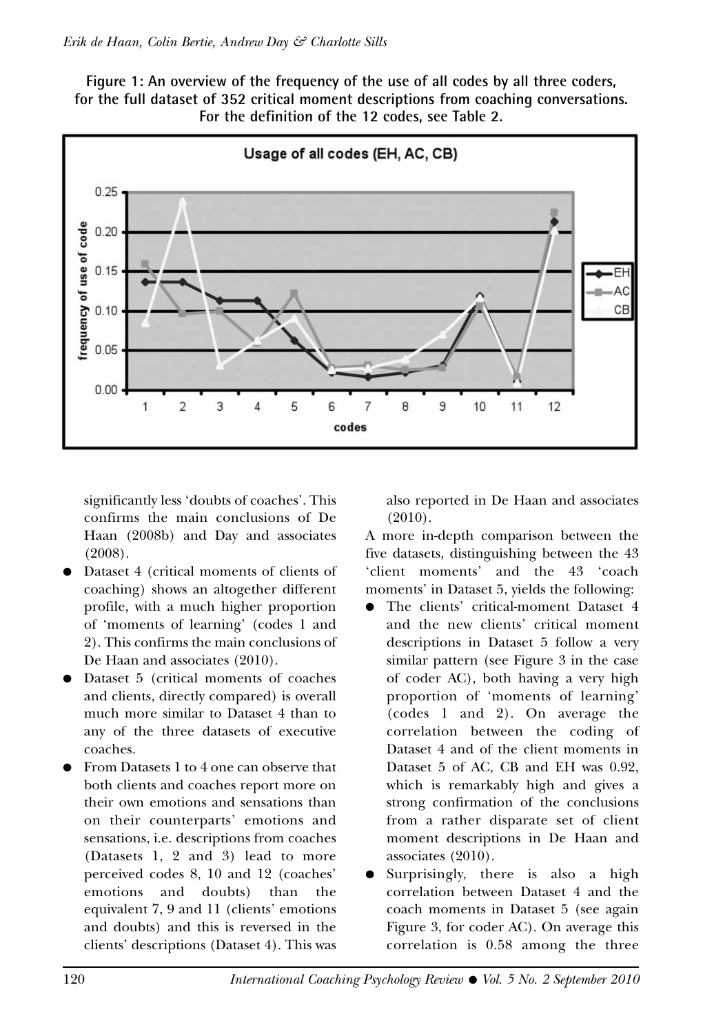**Figure 1: An overview of the frequency of the use of all codes by all three coders, for the full dataset of 352 critical moment descriptions from coaching conversations. For the definition of the 12 codes, see Table 2.**

significantly less 'doubts of coaches'. This confirms the main conclusions of De Haan (2008b) and Day and associates (2008).

- Dataset 4 (critical moments of clients of coaching) shows an altogether different profile, with a much higher proportion of 'moments of learning' (codes 1 and 2). This confirms the main conclusions of De Haan and associates (2010).
- Dataset 5 (critical moments of coaches and clients, directly compared) is overall much more similar to Dataset 4 than to any of the three datasets of executive coaches.
- From Datasets 1 to 4 one can observe that both clients and coaches report more on their own emotions and sensations than on their counterparts' emotions and sensations, i.e. descriptions from coaches (Datasets 1, 2 and 3) lead to more perceived codes 8, 10 and 12 (coaches' emotions and doubts) than the equivalent 7, 9 and 11 (clients' emotions and doubts) and this is reversed in the clients' descriptions (Dataset 4). This was also reported in De Haan and associates (2010).

A more in-depth comparison between the five datasets, distinguishing between the 43 'client moments' and the 43 'coach moments' in Dataset 5, yields the following:

- The clients' critical-moment Dataset 4 and the new clients' critical moment descriptions in Dataset 5 follow a very similar pattern (see Figure 3 in the case of coder AC), both having a very high proportion of 'moments of learning' (codes 1 and 2). On average the correlation between the coding of Dataset 4 and of the client moments in Dataset 5 of AC, CB and EH was 0.92, which is remarkably high and gives a strong confirmation of the conclusions from a rather disparate set of client moment descriptions in De Haan and associates (2010).
- Surprisingly, there is also a high correlation between Dataset 4 and the coach moments in Dataset 5 (see again Figure 3, for coder AC). On average this correlation is 0.58 among the three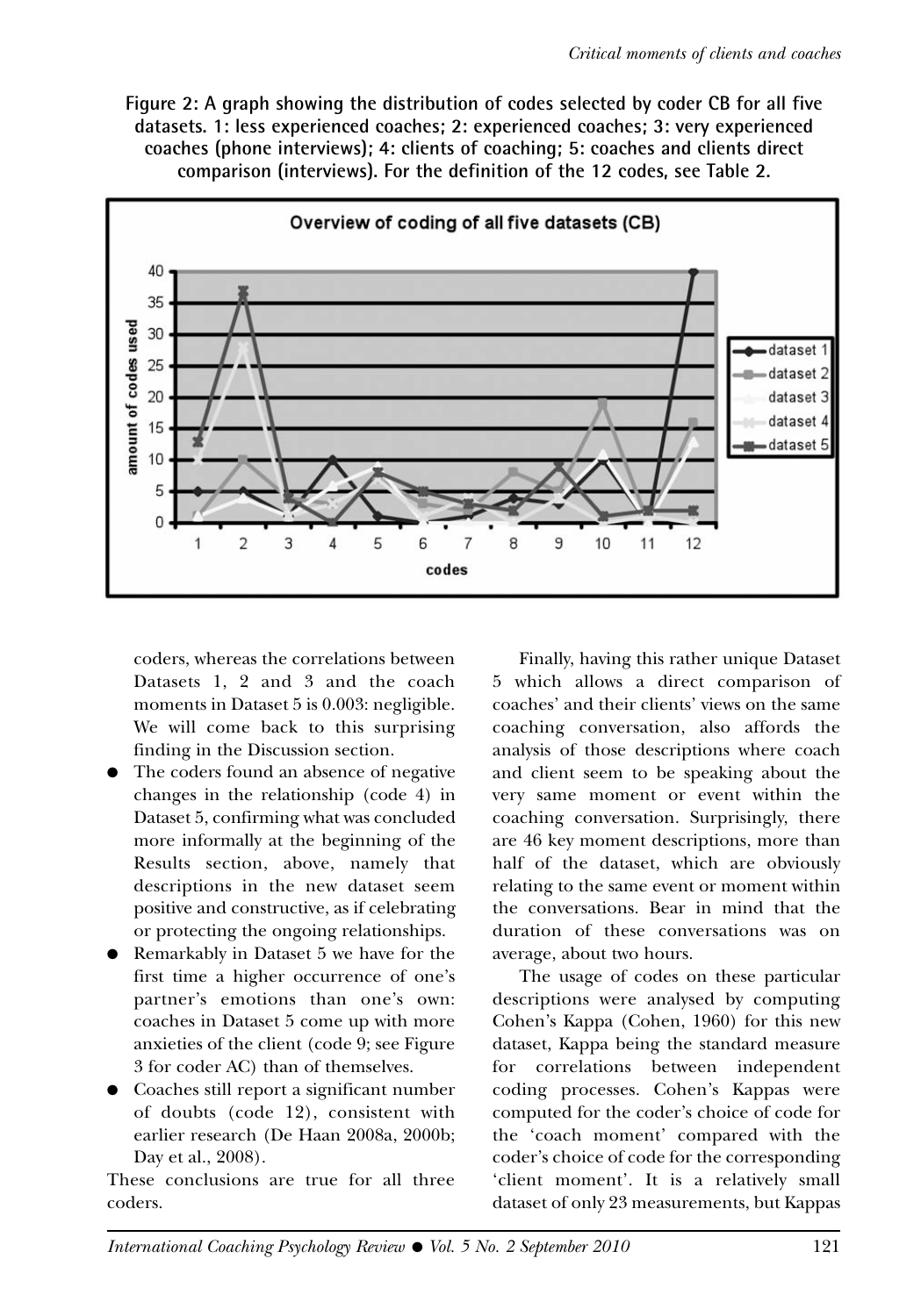**Figure 2: A graph showing the distribution of codes selected by coder CB for all five datasets. 1: less experienced coaches; 2: experienced coaches; 3: very experienced coaches (phone interviews); 4: clients of coaching; 5: coaches and clients direct comparison (interviews). For the definition of the 12 codes, see Table 2.**

coders, whereas the correlations between Datasets 1, 2 and 3 and the coach moments in Dataset 5 is 0.003: negligible. We will come back to this surprising finding in the Discussion section.

- The coders found an absence of negative changes in the relationship (code 4) in Dataset 5, confirming what was concluded more informally at the beginning of the Results section, above, namely that descriptions in the new dataset seem positive and constructive, as if celebrating or protecting the ongoing relationships.
- Remarkably in Dataset 5 we have for the first time a higher occurrence of one's partner's emotions than one's own: coaches in Dataset 5 come up with more anxieties of the client (code 9; see Figure 3 for coder AC) than of themselves.
- Coaches still report a significant number of doubts (code 12), consistent with earlier research (De Haan 2008a, 2000b; Day et al., 2008).

These conclusions are true for all three coders.

Finally, having this rather unique Dataset 5 which allows a direct comparison of coaches' and their clients' views on the same coaching conversation, also affords the analysis of those descriptions where coach and client seem to be speaking about the very same moment or event within the coaching conversation. Surprisingly, there are 46 key moment descriptions, more than half of the dataset, which are obviously relating to the same event or moment within the conversations. Bear in mind that the duration of these conversations was on average, about two hours.

The usage of codes on these particular descriptions were analysed by computing Cohen's Kappa (Cohen, 1960) for this new dataset, Kappa being the standard measure for correlations between independent coding processes. Cohen's Kappas were computed for the coder's choice of code for the 'coach moment' compared with the coder's choice of code for the corresponding 'client moment'. It is a relatively small dataset of only 23 measurements, but Kappas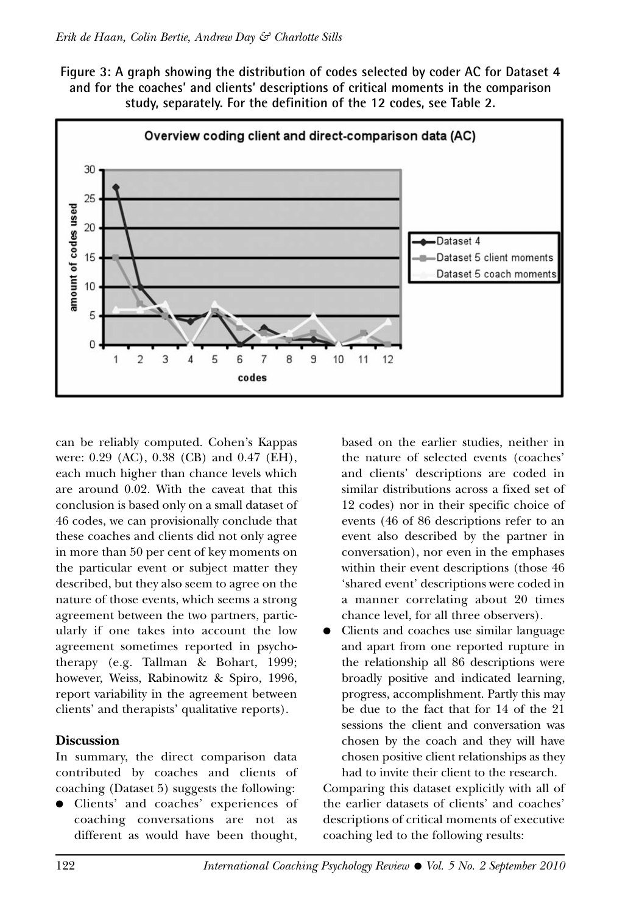**Figure 3: A graph showing the distribution of codes selected by coder AC for Dataset 4 and for the coaches' and clients' descriptions of critical moments in the comparison study, separately. For the definition of the 12 codes, see Table 2.**

can be reliably computed. Cohen's Kappas were: 0.29 (AC), 0.38 (CB) and 0.47 (EH), each much higher than chance levels which are around 0.02. With the caveat that this conclusion is based only on a small dataset of 46 codes, we can provisionally conclude that these coaches and clients did not only agree in more than 50 per cent of key moments on the particular event or subject matter they described, but they also seem to agree on the nature of those events, which seems a strong agreement between the two partners, particularly if one takes into account the low agreement sometimes reported in psychotherapy (e.g. Tallman & Bohart, 1999; however, Weiss, Rabinowitz & Spiro, 1996, report variability in the agreement between clients' and therapists' qualitative reports).

## Discussion

In summary, the direct comparison data contributed by coaches and clients of coaching (Dataset 5) suggests the following:

- Clients' and coaches' experiences of coaching conversations are not as different as would have been thought, based on the earlier studies, neither in the nature of selected events (coaches' and clients' descriptions are coded in similar distributions across a fixed set of 12 codes) nor in their specific choice of events (46 of 86 descriptions refer to an event also described by the partner in conversation), nor even in the emphases within their event descriptions (those 46 'shared event' descriptions were coded in a manner correlating about 20 times chance level, for all three observers).
- Clients and coaches use similar language and apart from one reported rupture in the relationship all 86 descriptions were broadly positive and indicated learning, progress, accomplishment. Partly this may be due to the fact that for 14 of the 21 sessions the client and conversation was chosen by the coach and they will have chosen positive client relationships as they had to invite their client to the research.

Comparing this dataset explicitly with all of the earlier datasets of clients' and coaches' descriptions of critical moments of executive coaching led to the following results: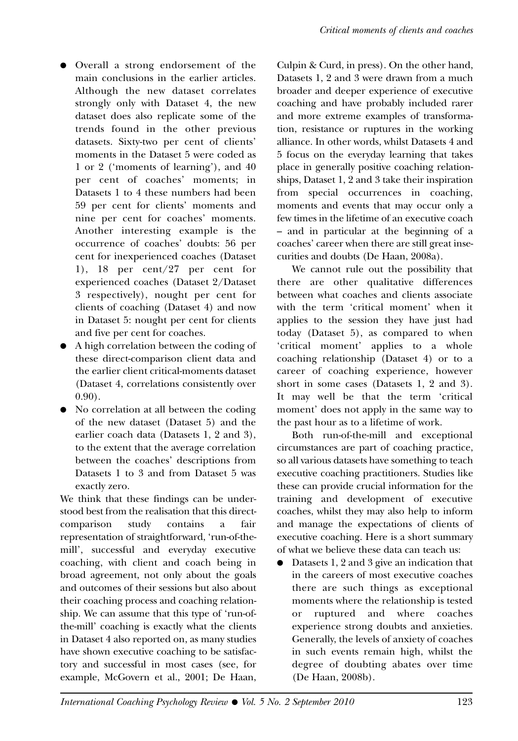- Overall a strong endorsement of the main conclusions in the earlier articles. Although the new dataset correlates strongly only with Dataset 4, the new dataset does also replicate some of the trends found in the other previous datasets. Sixty-two per cent of clients' moments in the Dataset 5 were coded as 1 or 2 ('moments of learning'), and 40 per cent of coaches' moments; in Datasets 1 to 4 these numbers had been 59 per cent for clients' moments and nine per cent for coaches' moments. Another interesting example is the occurrence of coaches' doubts: 56 per cent for inexperienced coaches (Dataset 1), 18 per cent/27 per cent for experienced coaches (Dataset 2/Dataset 3 respectively), nought per cent for clients of coaching (Dataset 4) and now in Dataset 5: nought per cent for clients and five per cent for coaches.
- A high correlation between the coding of these direct-comparison client data and the earlier client critical-moments dataset (Dataset 4, correlations consistently over 0.90).
- No correlation at all between the coding of the new dataset (Dataset 5) and the earlier coach data (Datasets 1, 2 and 3), to the extent that the average correlation between the coaches' descriptions from Datasets 1 to 3 and from Dataset 5 was exactly zero.

We think that these findings can be understood best from the realisation that this direct-comparison study contains a fair representation of straightforward, 'run-of-the-mill', successful and everyday executive coaching, with client and coach being in broad agreement, not only about the goals and outcomes of their sessions but also about their coaching process and coaching relationship. We can assume that this type of 'run-of-the-mill' coaching is exactly what the clients in Dataset 4 also reported on, as many studies have shown executive coaching to be satisfactory and successful in most cases (see, for example, McGovern et al., 2001; De Haan, Culpin & Curd, in press). On the other hand, Datasets 1, 2 and 3 were drawn from a much broader and deeper experience of executive coaching and have probably included rarer and more extreme examples of transformation, resistance or ruptures in the working alliance. In other words, whilst Datasets 4 and 5 focus on the everyday learning that takes place in generally positive coaching relationships, Dataset 1, 2 and 3 take their inspiration from special occurrences in coaching, moments and events that may occur only a few times in the lifetime of an executive coach – and in particular at the beginning of a coaches' career when there are still great insecurities and doubts (De Haan, 2008a).

We cannot rule out the possibility that there are other qualitative differences between what coaches and clients associate with the term 'critical moment' when it applies to the session they have just had today (Dataset 5), as compared to when 'critical moment' applies to a whole coaching relationship (Dataset 4) or to a career of coaching experience, however short in some cases (Datasets 1, 2 and 3). It may well be that the term 'critical moment' does not apply in the same way to the past hour as to a lifetime of work.

Both run-of-the-mill and exceptional circumstances are part of coaching practice, so all various datasets have something to teach executive coaching practitioners. Studies like these can provide crucial information for the training and development of executive coaches, whilst they may also help to inform and manage the expectations of clients of executive coaching. Here is a short summary of what we believe these data can teach us:

- Datasets 1, 2 and 3 give an indication that in the careers of most executive coaches there are such things as exceptional moments where the relationship is tested or ruptured and where coaches experience strong doubts and anxieties. Generally, the levels of anxiety of coaches in such events remain high, whilst the degree of doubting abates over time (De Haan, 2008b).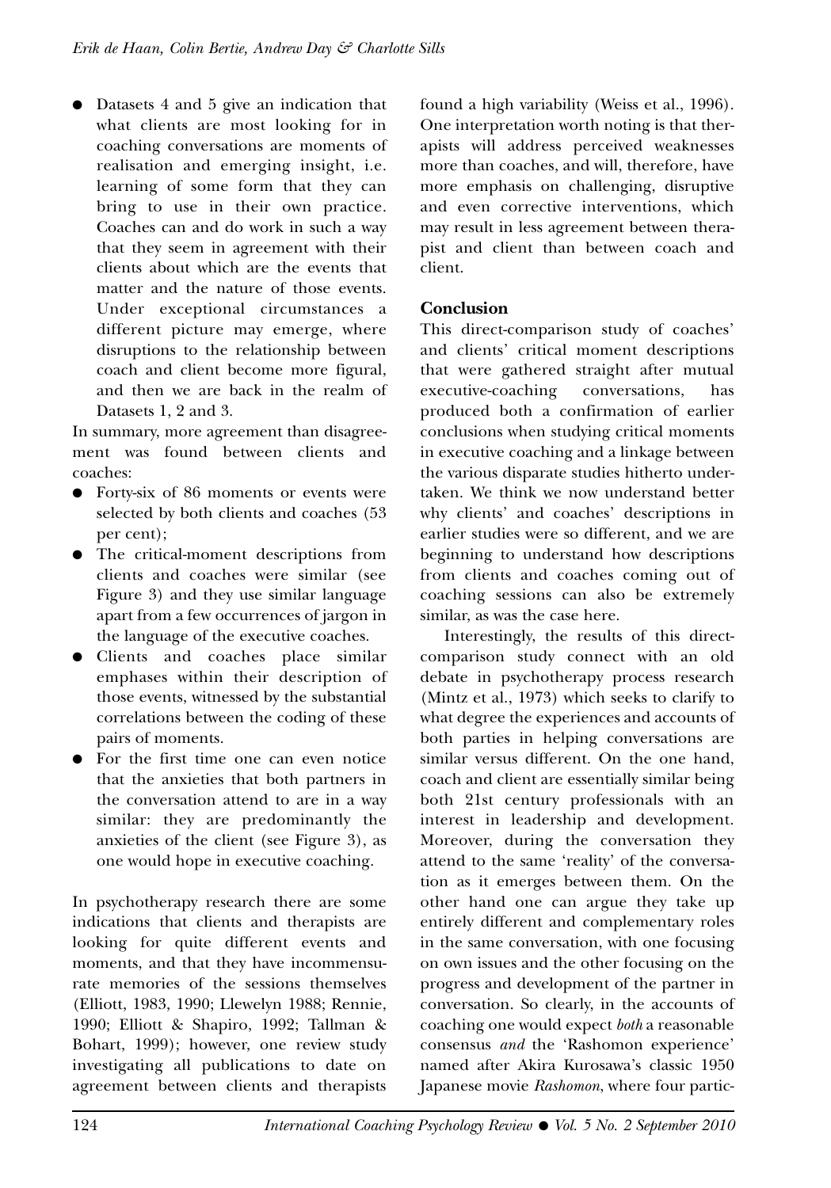- Datasets 4 and 5 give an indication that what clients are most looking for in coaching conversations are moments of realisation and emerging insight, i.e. learning of some form that they can bring to use in their own practice. Coaches can and do work in such a way that they seem in agreement with their clients about which are the events that matter and the nature of those events. Under exceptional circumstances a different picture may emerge, where disruptions to the relationship between coach and client become more figural, and then we are back in the realm of Datasets 1, 2 and 3.

In summary, more agreement than disagreement was found between clients and coaches:

- Forty-six of 86 moments or events were selected by both clients and coaches (53 per cent);
- The critical-moment descriptions from clients and coaches were similar (see Figure 3) and they use similar language apart from a few occurrences of jargon in the language of the executive coaches.
- Clients and coaches place similar emphases within their description of those events, witnessed by the substantial correlations between the coding of these pairs of moments.
- For the first time one can even notice that the anxieties that both partners in the conversation attend to are in a way similar: they are predominantly the anxieties of the client (see Figure 3), as one would hope in executive coaching.

In psychotherapy research there are some indications that clients and therapists are looking for quite different events and moments, and that they have incommensurate memories of the sessions themselves (Elliott, 1983, 1990; Llewelyn 1988; Rennie, 1990; Elliott & Shapiro, 1992; Tallman & Bohart, 1999); however, one review study investigating all publications to date on agreement between clients and therapists found a high variability (Weiss et al., 1996). One interpretation worth noting is that therapists will address perceived weaknesses more than coaches, and will, therefore, have more emphasis on challenging, disruptive and even corrective interventions, which may result in less agreement between therapist and client than between coach and client.

## Conclusion

This direct-comparison study of coaches' and clients' critical moment descriptions that were gathered straight after mutual executive-coaching conversations, has produced both a confirmation of earlier conclusions when studying critical moments in executive coaching and a linkage between the various disparate studies hitherto undertaken. We think we now understand better why clients' and coaches' descriptions in earlier studies were so different, and we are beginning to understand how descriptions from clients and coaches coming out of coaching sessions can also be extremely similar, as was the case here.

Interestingly, the results of this direct-comparison study connect with an old debate in psychotherapy process research (Mintz et al., 1973) which seeks to clarify to what degree the experiences and accounts of both parties in helping conversations are similar versus different. On the one hand, coach and client are essentially similar being both 21st century professionals with an interest in leadership and development. Moreover, during the conversation they attend to the same 'reality' of the conversation as it emerges between them. On the other hand one can argue they take up entirely different and complementary roles in the same conversation, with one focusing on own issues and the other focusing on the progress and development of the partner in conversation. So clearly, in the accounts of coaching one would expect *both* a reasonable consensus *and* the 'Rashomon experience' named after Akira Kurosawa's classic 1950 Japanese movie *Rashomon*, where four partic-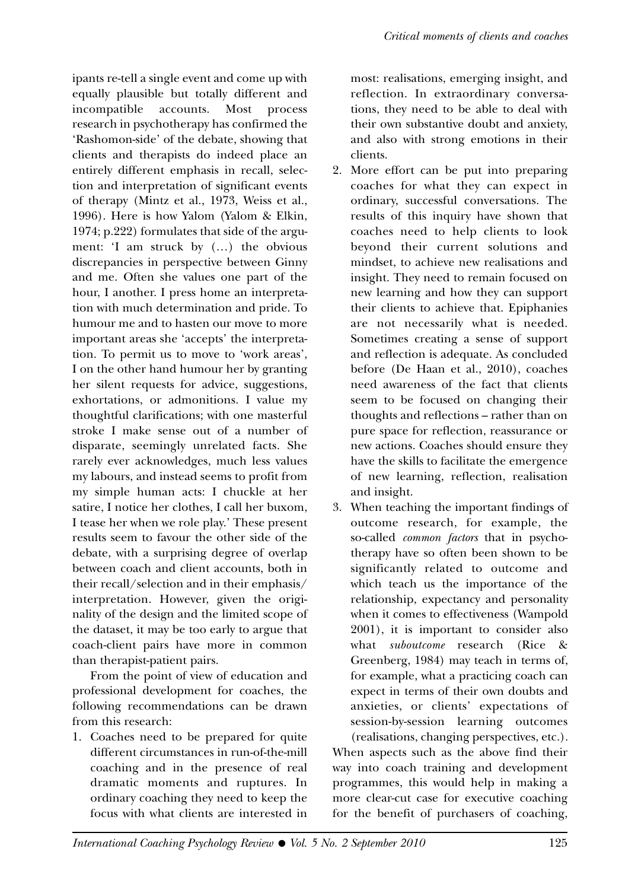ipants re-tell a single event and come up with equally plausible but totally different and incompatible accounts. Most process research in psychotherapy has confirmed the 'Rashomon-side' of the debate, showing that clients and therapists do indeed place an entirely different emphasis in recall, selection and interpretation of significant events of therapy (Mintz et al., 1973, Weiss et al., 1996). Here is how Yalom (Yalom & Elkin, 1974; p.222) formulates that side of the argument: 'I am struck by (…) the obvious discrepancies in perspective between Ginny and me. Often she values one part of the hour, I another. I press home an interpretation with much determination and pride. To humour me and to hasten our move to more important areas she 'accepts' the interpretation. To permit us to move to 'work areas', I on the other hand humour her by granting her silent requests for advice, suggestions, exhortations, or admonitions. I value my thoughtful clarifications; with one masterful stroke I make sense out of a number of disparate, seemingly unrelated facts. She rarely ever acknowledges, much less values my labours, and instead seems to profit from my simple human acts: I chuckle at her satire, I notice her clothes, I call her buxom, I tease her when we role play.' These present results seem to favour the other side of the debate, with a surprising degree of overlap between coach and client accounts, both in their recall/selection and in their emphasis/interpretation. However, given the originality of the design and the limited scope of the dataset, it may be too early to argue that coach-client pairs have more in common than therapist-patient pairs.

From the point of view of education and professional development for coaches, the following recommendations can be drawn from this research:

1. Coaches need to be prepared for quite different circumstances in run-of-the-mill coaching and in the presence of real dramatic moments and ruptures. In ordinary coaching they need to keep the focus with what clients are interested in most: realisations, emerging insight, and reflection. In extraordinary conversations, they need to be able to deal with their own substantive doubt and anxiety, and also with strong emotions in their clients.
2. More effort can be put into preparing coaches for what they can expect in ordinary, successful conversations. The results of this inquiry have shown that coaches need to help clients to look beyond their current solutions and mindset, to achieve new realisations and insight. They need to remain focused on new learning and how they can support their clients to achieve that. Epiphanies are not necessarily what is needed. Sometimes creating a sense of support and reflection is adequate. As concluded before (De Haan et al., 2010), coaches need awareness of the fact that clients seem to be focused on changing their thoughts and reflections – rather than on pure space for reflection, reassurance or new actions. Coaches should ensure they have the skills to facilitate the emergence of new learning, reflection, realisation and insight.
3. When teaching the important findings of outcome research, for example, the so-called *common factors* that in psychotherapy have so often been shown to be significantly related to outcome and which teach us the importance of the relationship, expectancy and personality when it comes to effectiveness (Wampold 2001), it is important to consider also what *suboutcome* research (Rice & Greenberg, 1984) may teach in terms of, for example, what a practicing coach can expect in terms of their own doubts and anxieties, or clients' expectations of session-by-session learning outcomes (realisations, changing perspectives, etc.).

When aspects such as the above find their way into coach training and development programmes, this would help in making a more clear-cut case for executive coaching for the benefit of purchasers of coaching,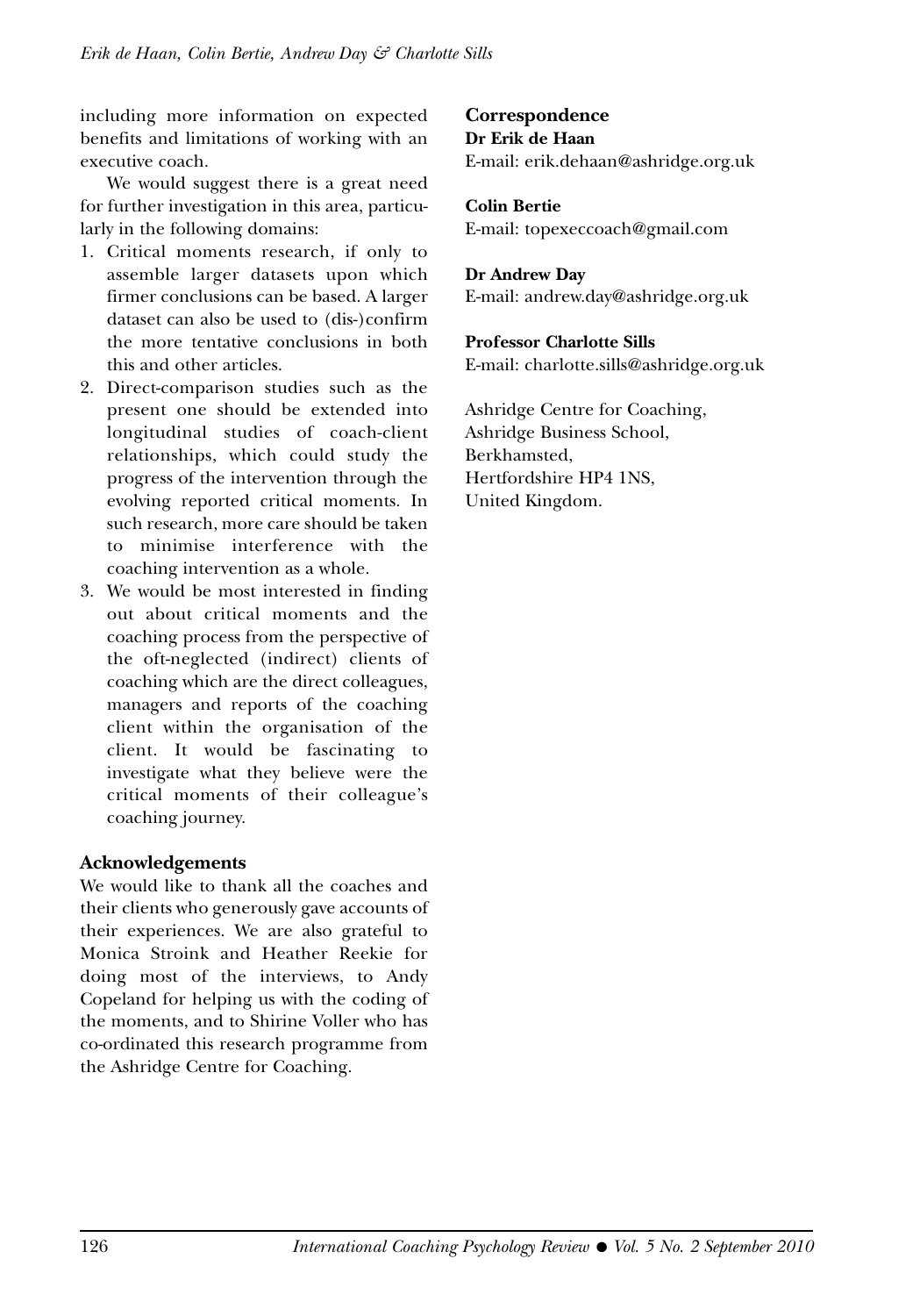including more information on expected benefits and limitations of working with an executive coach.

We would suggest there is a great need for further investigation in this area, particularly in the following domains:

1. Critical moments research, if only to assemble larger datasets upon which firmer conclusions can be based. A larger dataset can also be used to (dis-)confirm the more tentative conclusions in both this and other articles.
2. Direct-comparison studies such as the present one should be extended into longitudinal studies of coach-client relationships, which could study the progress of the intervention through the evolving reported critical moments. In such research, more care should be taken to minimise interference with the coaching intervention as a whole.
3. We would be most interested in finding out about critical moments and the coaching process from the perspective of the oft-neglected (indirect) clients of coaching which are the direct colleagues, managers and reports of the coaching client within the organisation of the client. It would be fascinating to investigate what they believe were the critical moments of their colleague's coaching journey.

## Acknowledgements

We would like to thank all the coaches and their clients who generously gave accounts of their experiences. We are also grateful to Monica Stroink and Heather Reekie for doing most of the interviews, to Andy Copeland for helping us with the coding of the moments, and to Shirine Voller who has co-ordinated this research programme from the Ashridge Centre for Coaching.

## Correspondence

**Dr Erik de Haan**
E-mail: erik.dehaan@ashridge.org.uk

**Colin Bertie**
E-mail: topexeccoach@gmail.com

**Dr Andrew Day**
E-mail: andrew.day@ashridge.org.uk

**Professor Charlotte Sills**
E-mail: charlotte.sills@ashridge.org.uk

Ashridge Centre for Coaching,
Ashridge Business School,
Berkhamsted,
Hertfordshire HP4 1NS,
United Kingdom.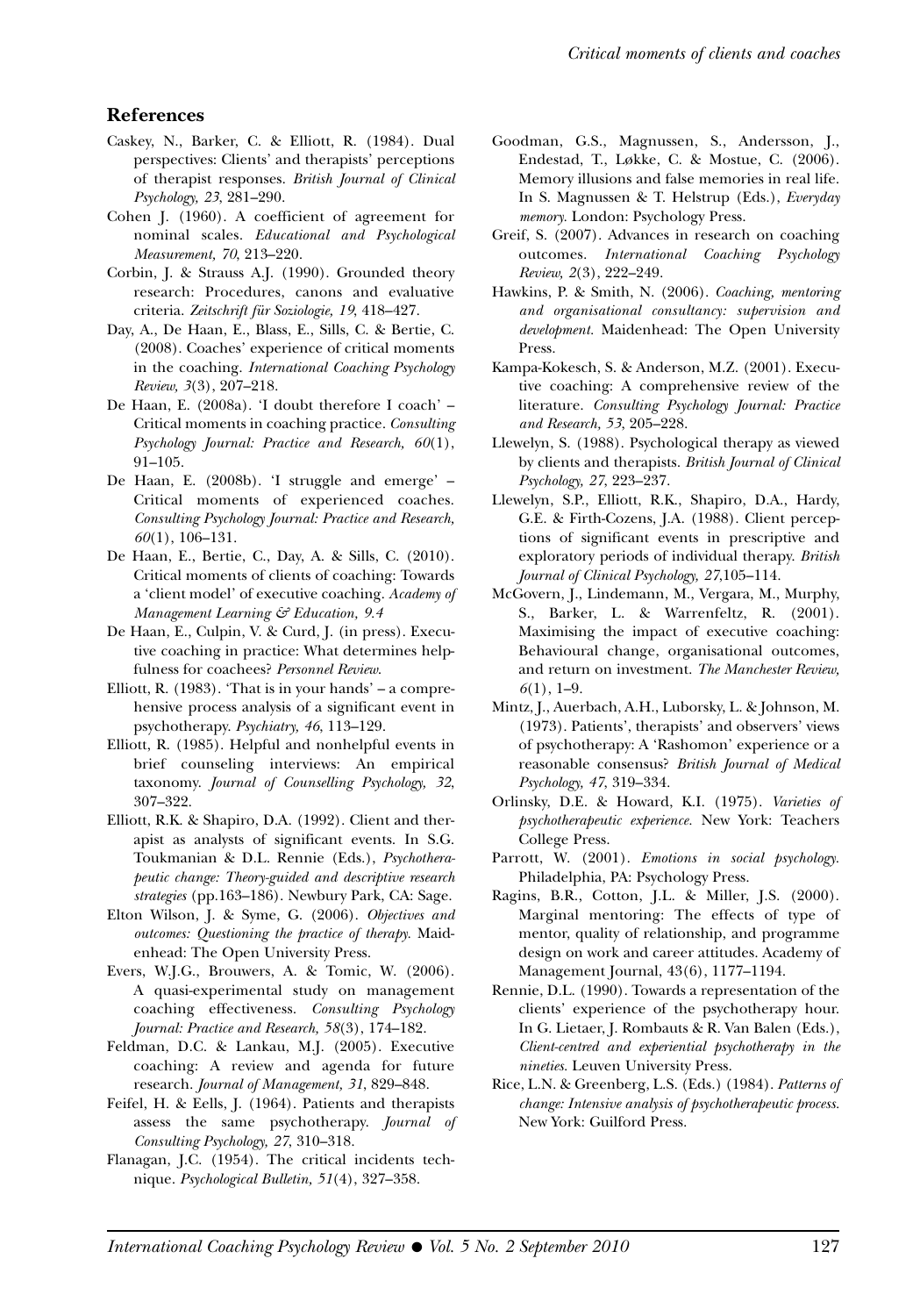## References

Caskey, N., Barker, C. & Elliott, R. (1984). Dual perspectives: Clients' and therapists' perceptions of therapist responses. *British Journal of Clinical Psychology, 23*, 281–290.

Cohen J. (1960). A coefficient of agreement for nominal scales. *Educational and Psychological Measurement, 70*, 213–220.

Corbin, J. & Strauss A.J. (1990). Grounded theory research: Procedures, canons and evaluative criteria. *Zeitschrift für Soziologie, 19*, 418–427.

Day, A., De Haan, E., Blass, E., Sills, C. & Bertie, C. (2008). Coaches' experience of critical moments in the coaching. *International Coaching Psychology Review, 3*(3), 207–218.

De Haan, E. (2008a). 'I doubt therefore I coach' – Critical moments in coaching practice. *Consulting Psychology Journal: Practice and Research, 60*(1), 91–105.

De Haan, E. (2008b). 'I struggle and emerge' – Critical moments of experienced coaches. *Consulting Psychology Journal: Practice and Research, 60*(1), 106–131.

De Haan, E., Bertie, C., Day, A. & Sills, C. (2010). Critical moments of clients of coaching: Towards a 'client model' of executive coaching. *Academy of Management Learning & Education, 9.4*

De Haan, E., Culpin, V. & Curd, J. (in press). Executive coaching in practice: What determines helpfulness for coachees? *Personnel Review.*

Elliott, R. (1983). 'That is in your hands' – a comprehensive process analysis of a significant event in psychotherapy. *Psychiatry, 46*, 113–129.

Elliott, R. (1985). Helpful and nonhelpful events in brief counseling interviews: An empirical taxonomy. *Journal of Counselling Psychology, 32*, 307–322.

Elliott, R.K. & Shapiro, D.A. (1992). Client and therapist as analysts of significant events. In S.G. Toukmanian & D.L. Rennie (Eds.), *Psychotherapeutic change: Theory-guided and descriptive research strategies* (pp.163–186). Newbury Park, CA: Sage.

Elton Wilson, J. & Syme, G. (2006). *Objectives and outcomes: Questioning the practice of therapy.* Maidenhead: The Open University Press.

Evers, W.J.G., Brouwers, A. & Tomic, W. (2006). A quasi-experimental study on management coaching effectiveness. *Consulting Psychology Journal: Practice and Research, 58*(3), 174–182.

Feldman, D.C. & Lankau, M.J. (2005). Executive coaching: A review and agenda for future research. *Journal of Management, 31*, 829–848.

Feifel, H. & Eells, J. (1964). Patients and therapists assess the same psychotherapy. *Journal of Consulting Psychology, 27*, 310–318.

Flanagan, J.C. (1954). The critical incidents technique. *Psychological Bulletin, 51*(4), 327–358.

Goodman, G.S., Magnussen, S., Andersson, J., Endestad, T., Løkke, C. & Mostue, C. (2006). Memory illusions and false memories in real life. In S. Magnussen & T. Helstrup (Eds.), *Everyday memory.* London: Psychology Press.

Greif, S. (2007). Advances in research on coaching outcomes. *International Coaching Psychology Review, 2*(3), 222–249.

Hawkins, P. & Smith, N. (2006). *Coaching, mentoring and organisational consultancy: supervision and development.* Maidenhead: The Open University Press.

Kampa-Kokesch, S. & Anderson, M.Z. (2001). Executive coaching: A comprehensive review of the literature. *Consulting Psychology Journal: Practice and Research, 53*, 205–228.

Llewelyn, S. (1988). Psychological therapy as viewed by clients and therapists. *British Journal of Clinical Psychology, 27*, 223–237.

Llewelyn, S.P., Elliott, R.K., Shapiro, D.A., Hardy, G.E. & Firth-Cozens, J.A. (1988). Client perceptions of significant events in prescriptive and exploratory periods of individual therapy. *British Journal of Clinical Psychology, 27*,105–114.

McGovern, J., Lindemann, M., Vergara, M., Murphy, S., Barker, L. & Warrenfeltz, R. (2001). Maximising the impact of executive coaching: Behavioural change, organisational outcomes, and return on investment. *The Manchester Review, 6*(1), 1–9.

Mintz, J., Auerbach, A.H., Luborsky, L. & Johnson, M. (1973). Patients', therapists' and observers' views of psychotherapy: A 'Rashomon' experience or a reasonable consensus? *British Journal of Medical Psychology, 47*, 319–334.

Orlinsky, D.E. & Howard, K.I. (1975). *Varieties of psychotherapeutic experience.* New York: Teachers College Press.

Parrott, W. (2001). *Emotions in social psychology.* Philadelphia, PA: Psychology Press.

Ragins, B.R., Cotton, J.L. & Miller, J.S. (2000). Marginal mentoring: The effects of type of mentor, quality of relationship, and programme design on work and career attitudes. Academy of Management Journal, 43(6), 1177–1194.

Rennie, D.L. (1990). Towards a representation of the clients' experience of the psychotherapy hour. In G. Lietaer, J. Rombauts & R. Van Balen (Eds.), *Client-centred and experiential psychotherapy in the nineties.* Leuven University Press.

Rice, L.N. & Greenberg, L.S. (Eds.) (1984). *Patterns of change: Intensive analysis of psychotherapeutic process.* New York: Guilford Press.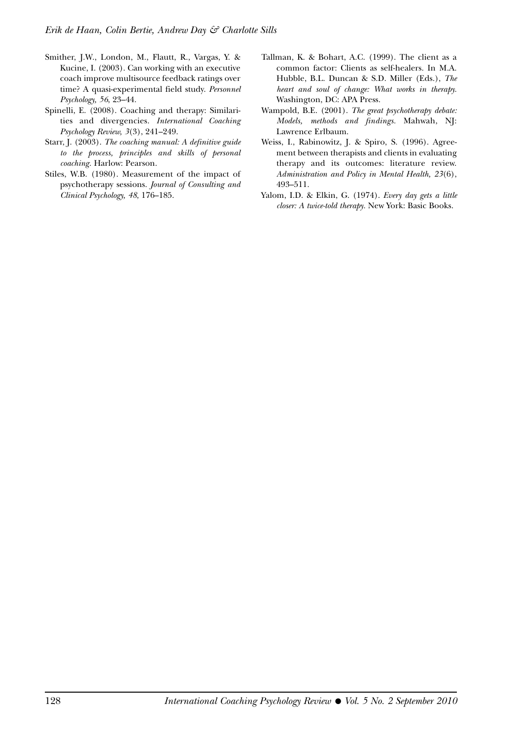Smither, J.W., London, M., Flautt, R., Vargas, Y. & Kucine, I. (2003). Can working with an executive coach improve multisource feedback ratings over time? A quasi-experimental field study. *Personnel Psychology, 56*, 23–44.

Spinelli, E. (2008). Coaching and therapy: Similarities and divergencies. *International Coaching Psychology Review, 3*(3), 241–249.

Starr, J. (2003). *The coaching manual: A definitive guide to the process, principles and skills of personal coaching*. Harlow: Pearson.

Stiles, W.B. (1980). Measurement of the impact of psychotherapy sessions. *Journal of Consulting and Clinical Psychology, 48*, 176–185.

Tallman, K. & Bohart, A.C. (1999). The client as a common factor: Clients as self-healers. In M.A. Hubble, B.L. Duncan & S.D. Miller (Eds.), *The heart and soul of change: What works in therapy*. Washington, DC: APA Press.

Wampold, B.E. (2001). *The great psychotherapy debate: Models, methods and findings*. Mahwah, NJ: Lawrence Erlbaum.

Weiss, I., Rabinowitz, J. & Spiro, S. (1996). Agreement between therapists and clients in evaluating therapy and its outcomes: literature review. *Administration and Policy in Mental Health, 23*(6), 493–511.

Yalom, I.D. & Elkin, G. (1974). *Every day gets a little closer: A twice-told therapy*. New York: Basic Books.